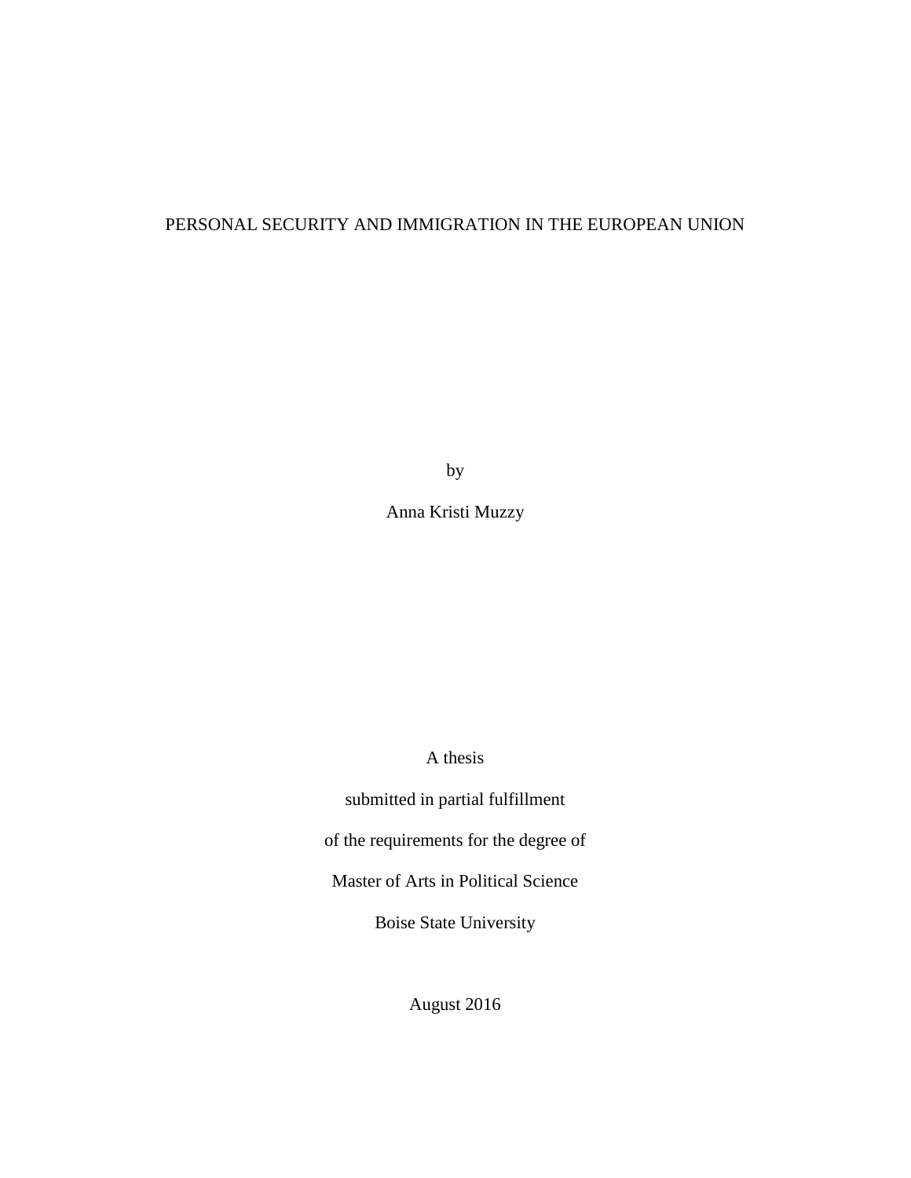# PERSONAL SECURITY AND IMMIGRATION IN THE EUROPEAN UNION

by

Anna Kristi Muzzy

A thesis

submitted in partial fulfillment

of the requirements for the degree of

Master of Arts in Political Science

Boise State University

August 2016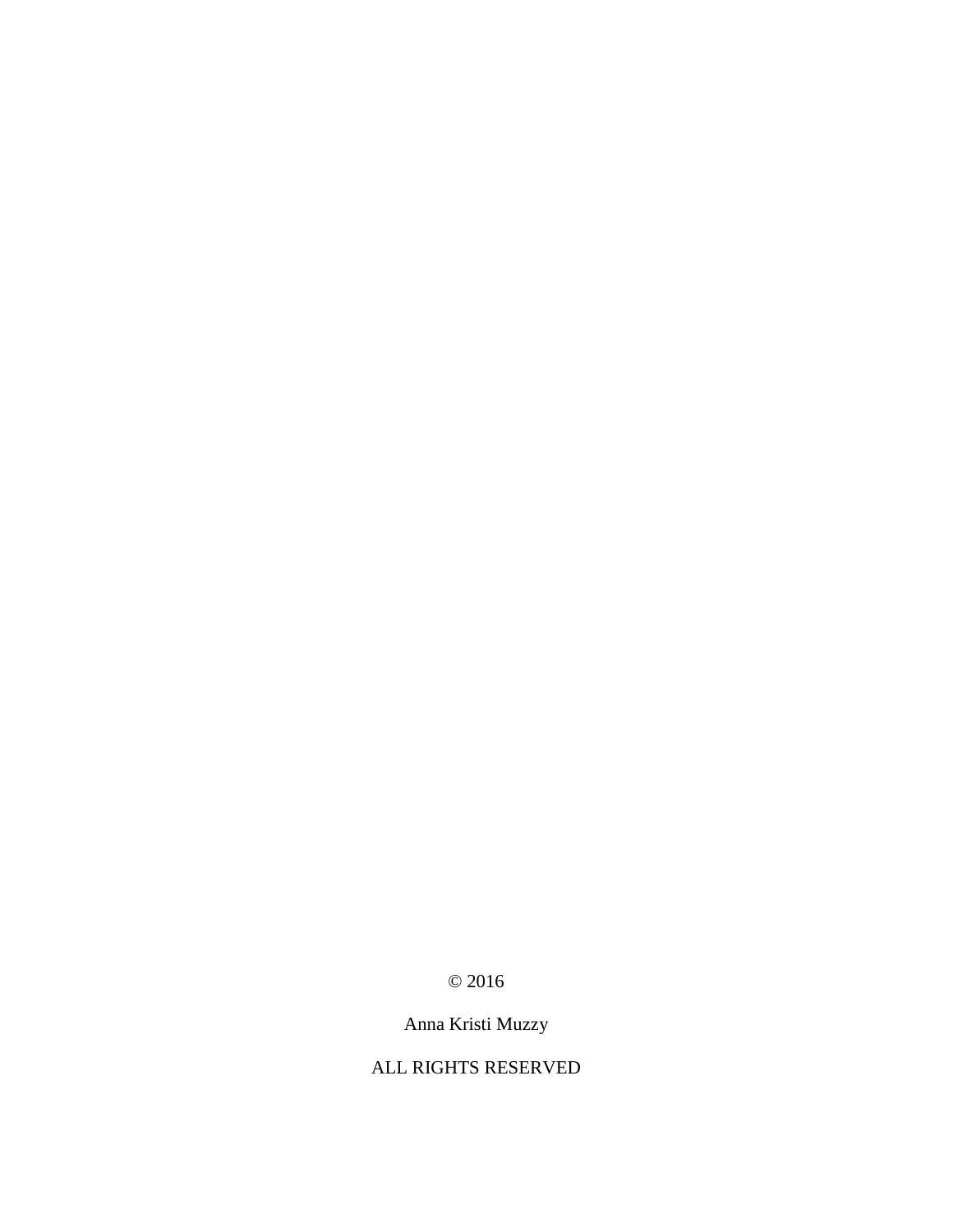© 2016

Anna Kristi Muzzy

ALL RIGHTS RESERVED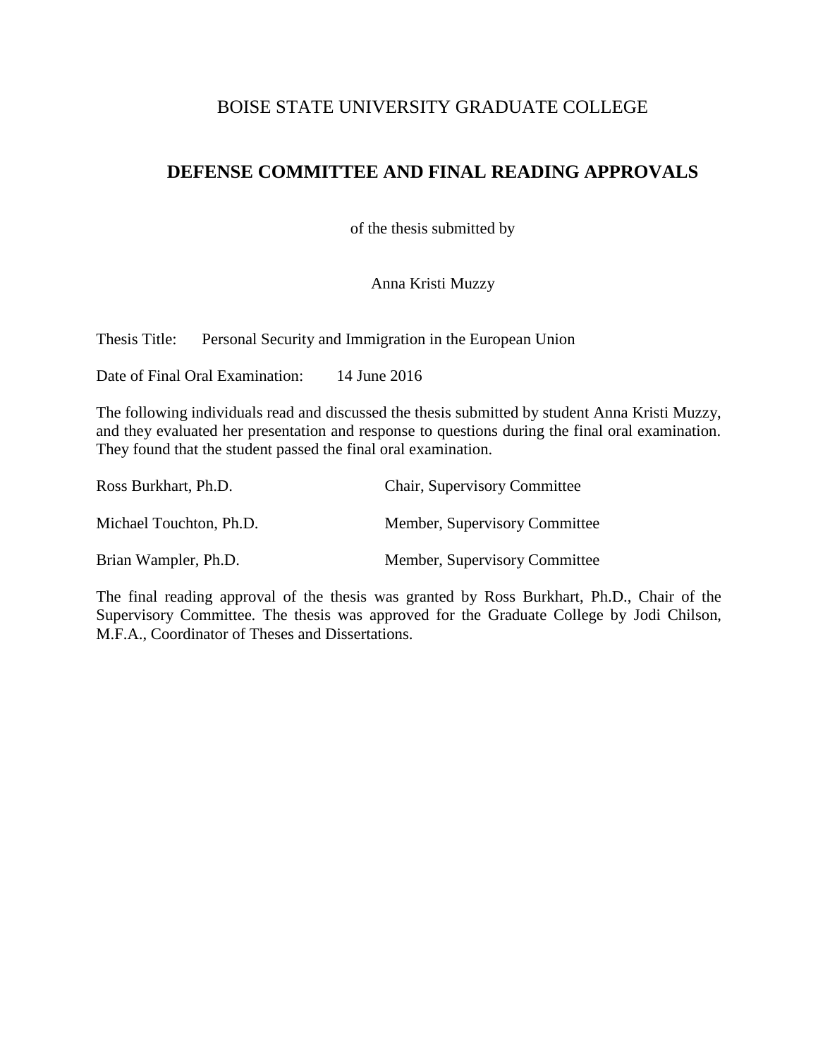BOISE STATE UNIVERSITY GRADUATE COLLEGE

# DEFENSE COMMITTEE AND FINAL READING APPROVALS

of the thesis submitted by

Anna Kristi Muzzy

Thesis Title: Personal Security and Immigration in the European Union

Date of Final Oral Examination: 14 June 2016

The following individuals read and discussed the thesis submitted by student Anna Kristi Muzzy, and they evaluated her presentation and response to questions during the final oral examination. They found that the student passed the final oral examination.

| | |
|---|---|
| Ross Burkhart, Ph.D. | Chair, Supervisory Committee |
| Michael Touchton, Ph.D. | Member, Supervisory Committee |
| Brian Wampler, Ph.D. | Member, Supervisory Committee |

The final reading approval of the thesis was granted by Ross Burkhart, Ph.D., Chair of the Supervisory Committee. The thesis was approved for the Graduate College by Jodi Chilson, M.F.A., Coordinator of Theses and Dissertations.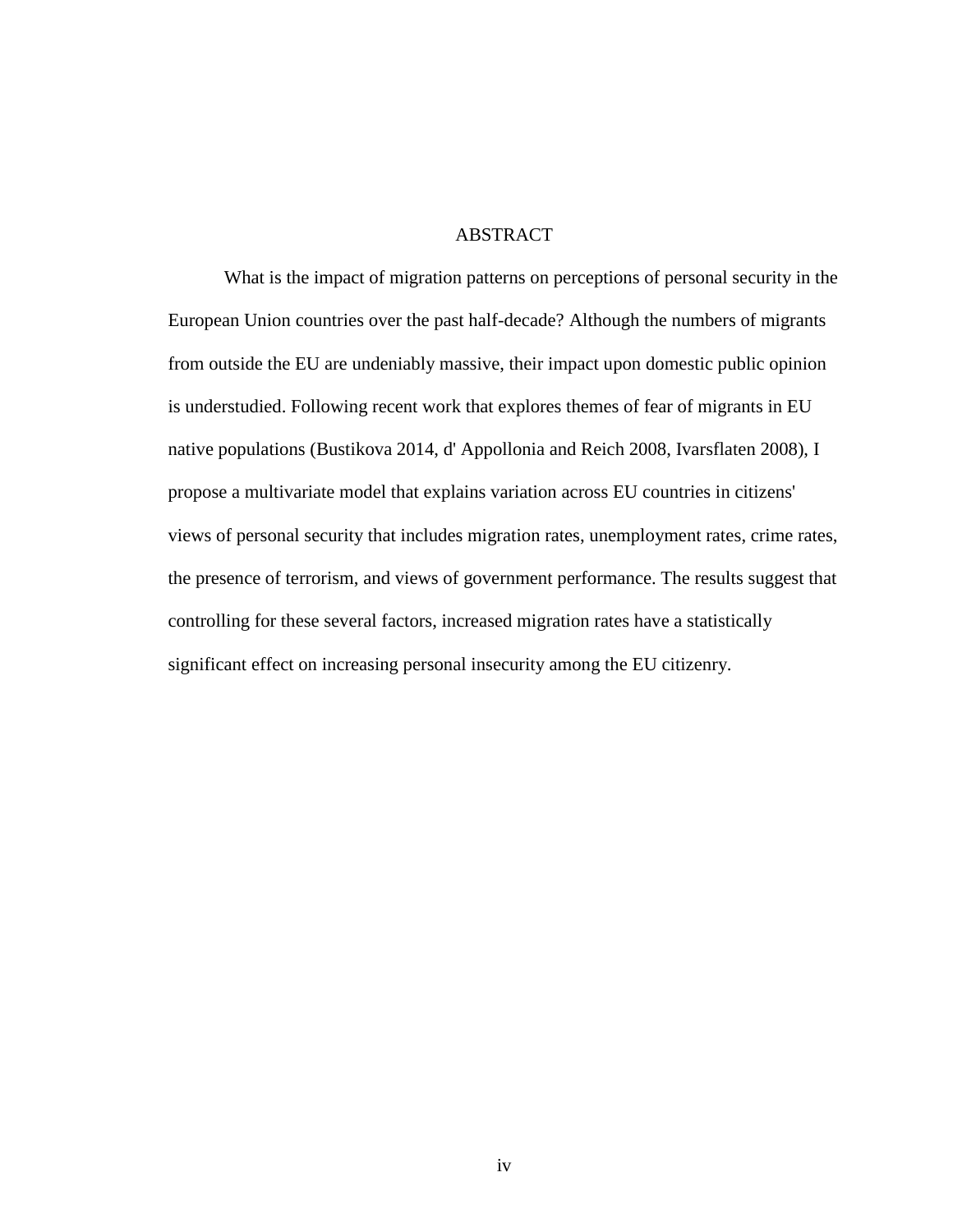# ABSTRACT

What is the impact of migration patterns on perceptions of personal security in the European Union countries over the past half-decade? Although the numbers of migrants from outside the EU are undeniably massive, their impact upon domestic public opinion is understudied. Following recent work that explores themes of fear of migrants in EU native populations (Bustikova 2014, d' Appollonia and Reich 2008, Ivarsflaten 2008), I propose a multivariate model that explains variation across EU countries in citizens' views of personal security that includes migration rates, unemployment rates, crime rates, the presence of terrorism, and views of government performance. The results suggest that controlling for these several factors, increased migration rates have a statistically significant effect on increasing personal insecurity among the EU citizenry.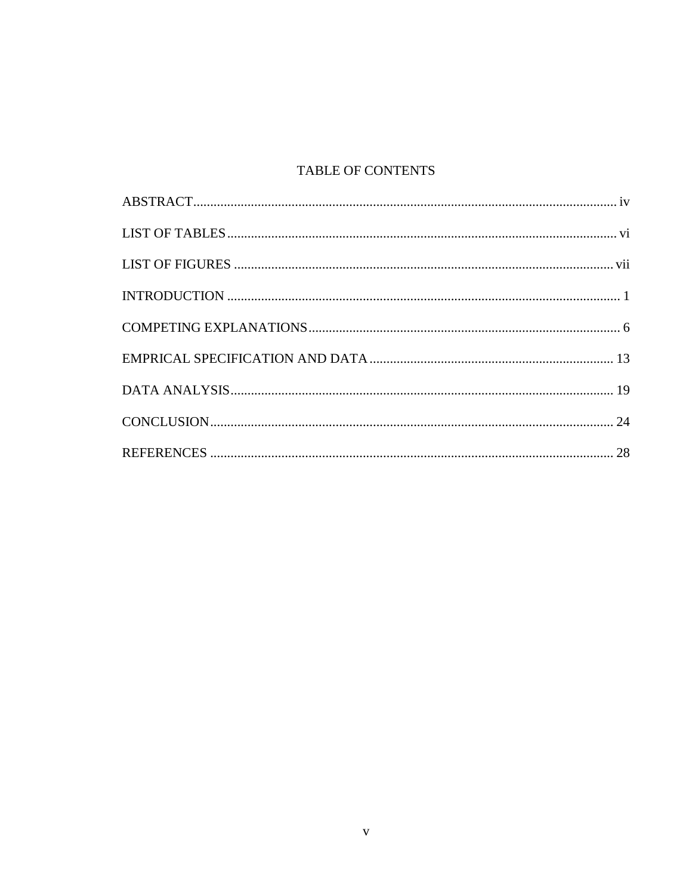# TABLE OF CONTENTS

ABSTRACT ........................................................................................................................ iv

LIST OF TABLES ................................................................................................................ vi

LIST OF FIGURES .............................................................................................................. vii

INTRODUCTION .................................................................................................................. 1

COMPETING EXPLANATIONS ........................................................................................... 6

EMPRICAL SPECIFICATION AND DATA ....................................................................... 13

DATA ANALYSIS ............................................................................................................... 19

CONCLUSION ..................................................................................................................... 24

REFERENCES ..................................................................................................................... 28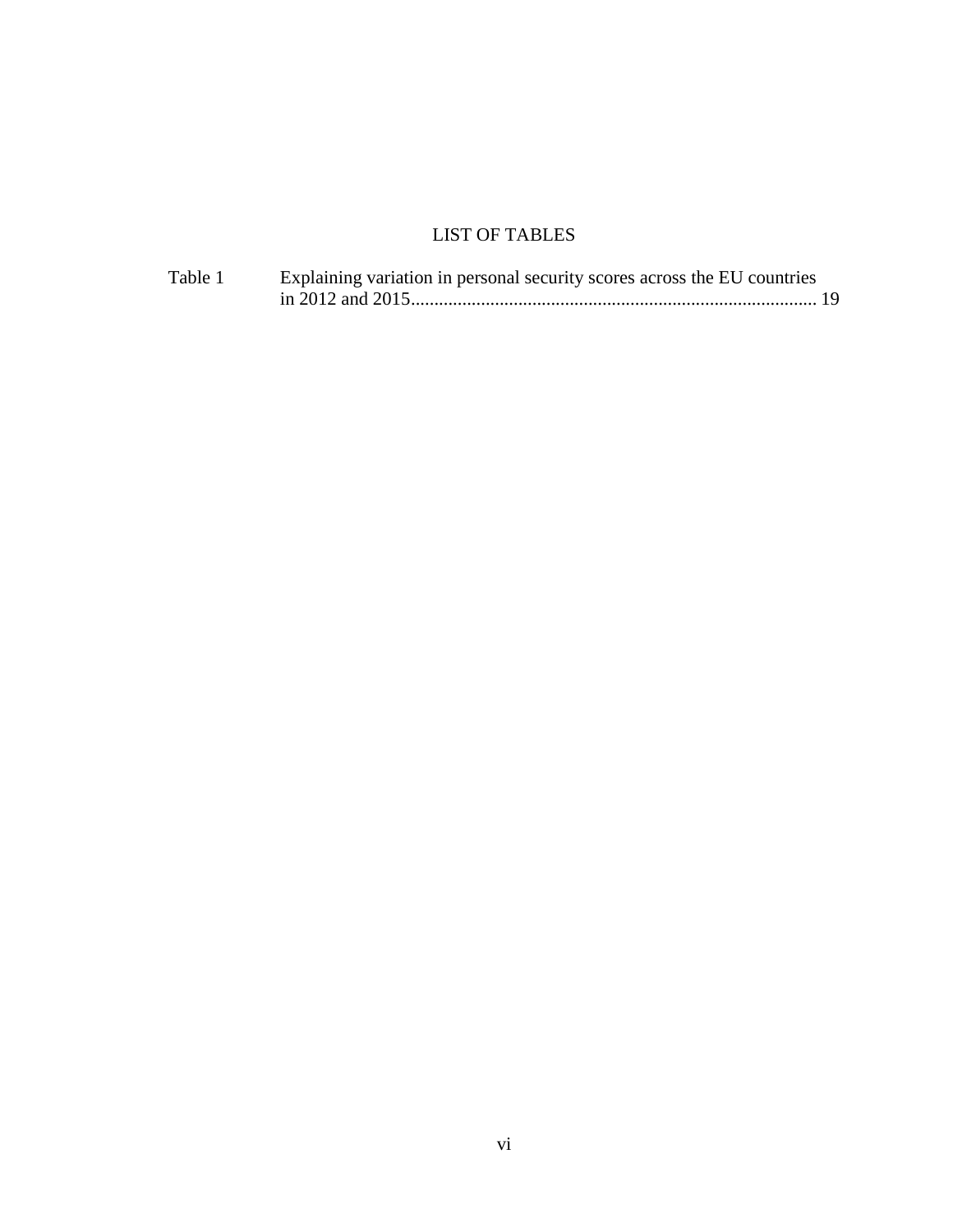# LIST OF TABLES

Table 1 Explaining variation in personal security scores across the EU countries in 2012 and 2015....................................................................................... 19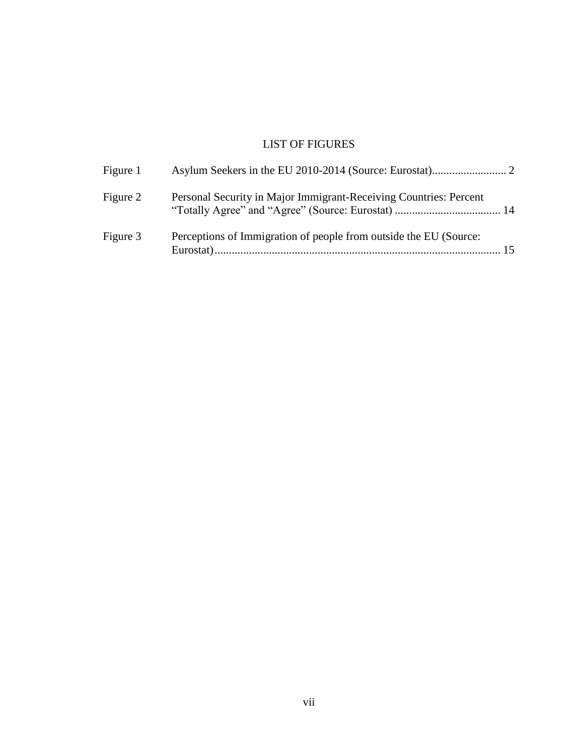# LIST OF FIGURES

| | | |
|---|---|---|
| Figure 1 | Asylum Seekers in the EU 2010-2014 (Source: Eurostat) | 2 |
| Figure 2 | Personal Security in Major Immigrant-Receiving Countries: Percent "Totally Agree" and "Agree" (Source: Eurostat) | 14 |
| Figure 3 | Perceptions of Immigration of people from outside the EU (Source: Eurostat) | 15 |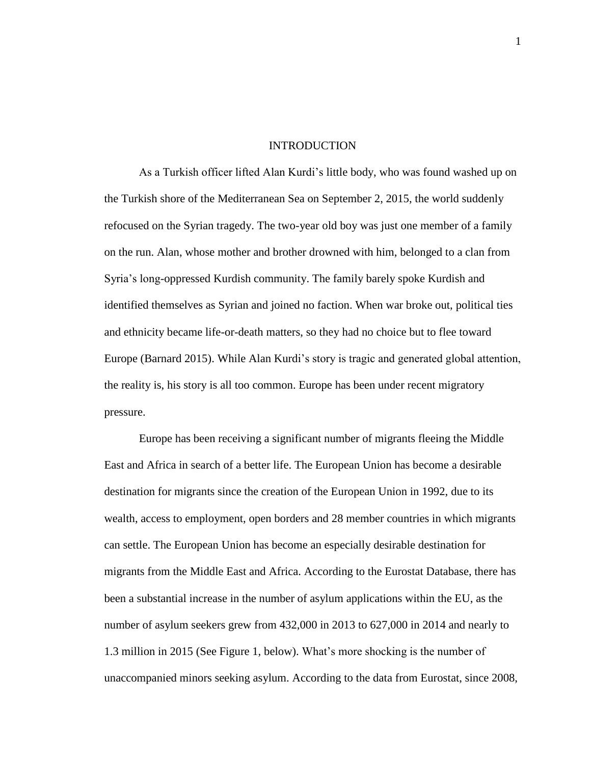# INTRODUCTION

As a Turkish officer lifted Alan Kurdi's little body, who was found washed up on the Turkish shore of the Mediterranean Sea on September 2, 2015, the world suddenly refocused on the Syrian tragedy. The two-year old boy was just one member of a family on the run. Alan, whose mother and brother drowned with him, belonged to a clan from Syria's long-oppressed Kurdish community. The family barely spoke Kurdish and identified themselves as Syrian and joined no faction. When war broke out, political ties and ethnicity became life-or-death matters, so they had no choice but to flee toward Europe (Barnard 2015). While Alan Kurdi's story is tragic and generated global attention, the reality is, his story is all too common. Europe has been under recent migratory pressure.

Europe has been receiving a significant number of migrants fleeing the Middle East and Africa in search of a better life. The European Union has become a desirable destination for migrants since the creation of the European Union in 1992, due to its wealth, access to employment, open borders and 28 member countries in which migrants can settle. The European Union has become an especially desirable destination for migrants from the Middle East and Africa. According to the Eurostat Database, there has been a substantial increase in the number of asylum applications within the EU, as the number of asylum seekers grew from 432,000 in 2013 to 627,000 in 2014 and nearly to 1.3 million in 2015 (See Figure 1, below). What's more shocking is the number of unaccompanied minors seeking asylum. According to the data from Eurostat, since 2008,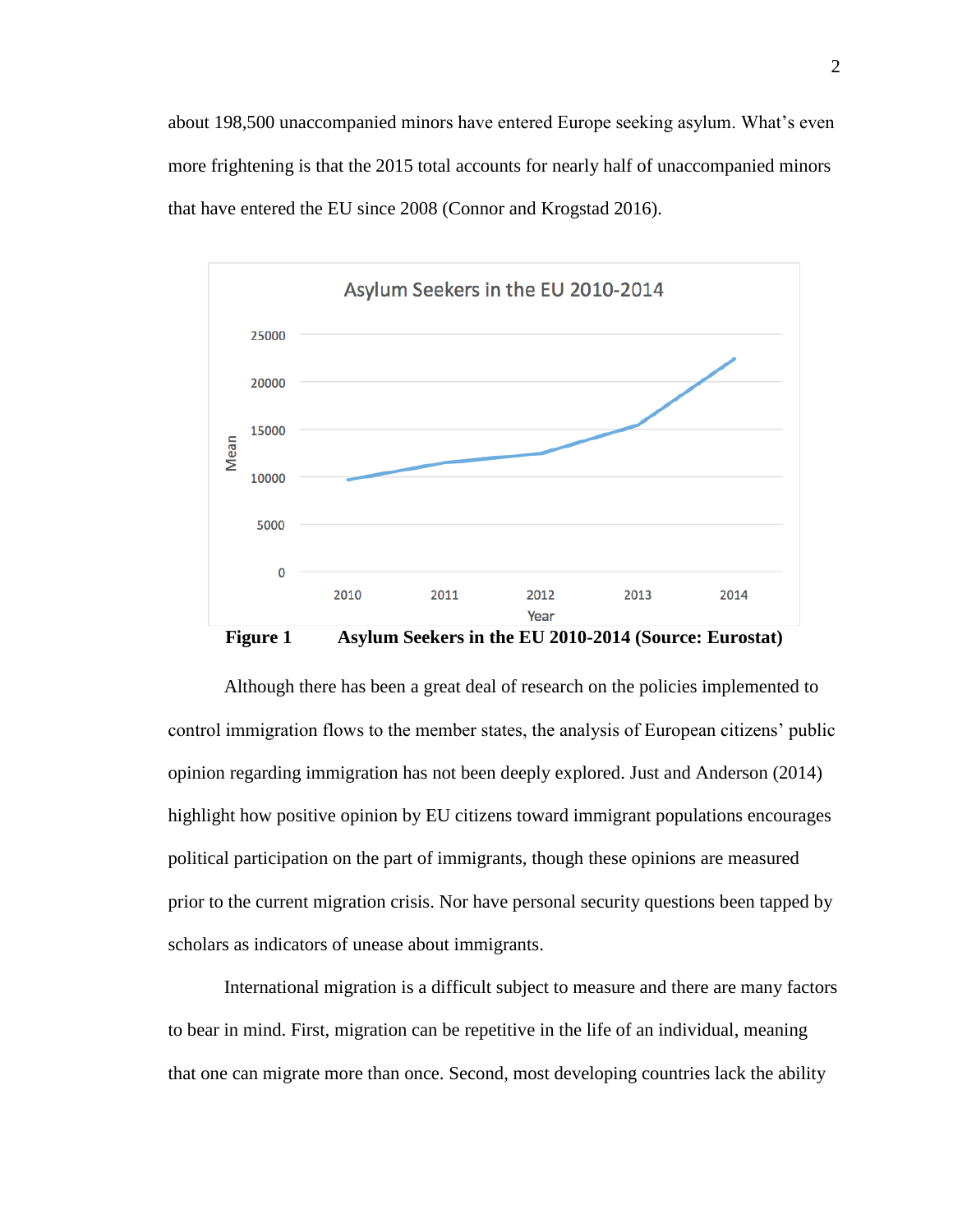about 198,500 unaccompanied minors have entered Europe seeking asylum. What's even more frightening is that the 2015 total accounts for nearly half of unaccompanied minors that have entered the EU since 2008 (Connor and Krogstad 2016).

**Figure 1 Asylum Seekers in the EU 2010-2014 (Source: Eurostat)**

Although there has been a great deal of research on the policies implemented to control immigration flows to the member states, the analysis of European citizens' public opinion regarding immigration has not been deeply explored. Just and Anderson (2014) highlight how positive opinion by EU citizens toward immigrant populations encourages political participation on the part of immigrants, though these opinions are measured prior to the current migration crisis. Nor have personal security questions been tapped by scholars as indicators of unease about immigrants.

International migration is a difficult subject to measure and there are many factors to bear in mind. First, migration can be repetitive in the life of an individual, meaning that one can migrate more than once. Second, most developing countries lack the ability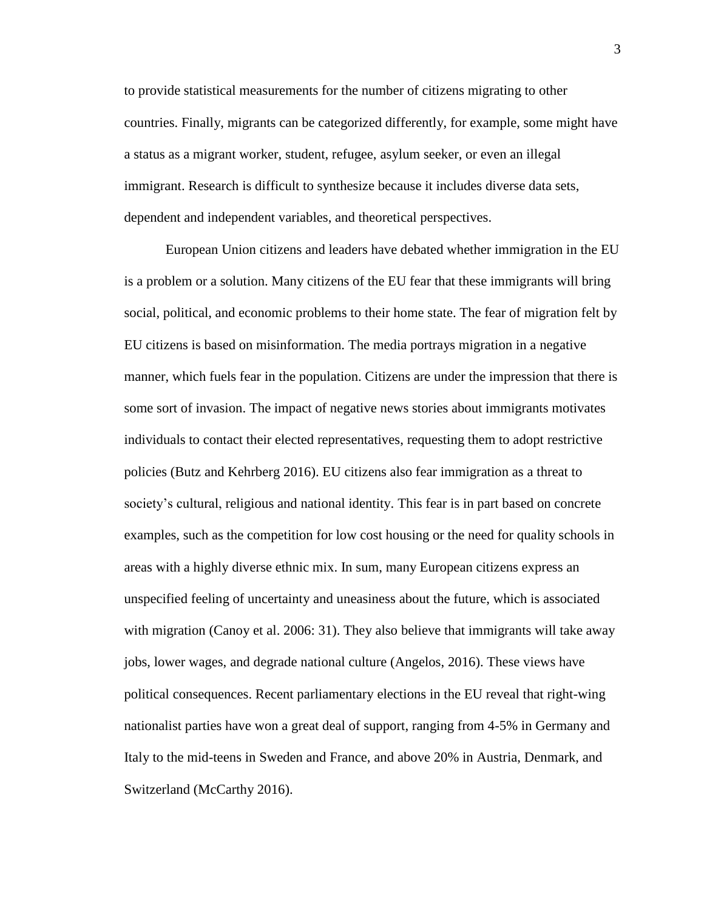to provide statistical measurements for the number of citizens migrating to other countries. Finally, migrants can be categorized differently, for example, some might have a status as a migrant worker, student, refugee, asylum seeker, or even an illegal immigrant. Research is difficult to synthesize because it includes diverse data sets, dependent and independent variables, and theoretical perspectives.

European Union citizens and leaders have debated whether immigration in the EU is a problem or a solution. Many citizens of the EU fear that these immigrants will bring social, political, and economic problems to their home state. The fear of migration felt by EU citizens is based on misinformation. The media portrays migration in a negative manner, which fuels fear in the population. Citizens are under the impression that there is some sort of invasion. The impact of negative news stories about immigrants motivates individuals to contact their elected representatives, requesting them to adopt restrictive policies (Butz and Kehrberg 2016). EU citizens also fear immigration as a threat to society's cultural, religious and national identity. This fear is in part based on concrete examples, such as the competition for low cost housing or the need for quality schools in areas with a highly diverse ethnic mix. In sum, many European citizens express an unspecified feeling of uncertainty and uneasiness about the future, which is associated with migration (Canoy et al. 2006: 31). They also believe that immigrants will take away jobs, lower wages, and degrade national culture (Angelos, 2016). These views have political consequences. Recent parliamentary elections in the EU reveal that right-wing nationalist parties have won a great deal of support, ranging from 4-5% in Germany and Italy to the mid-teens in Sweden and France, and above 20% in Austria, Denmark, and Switzerland (McCarthy 2016).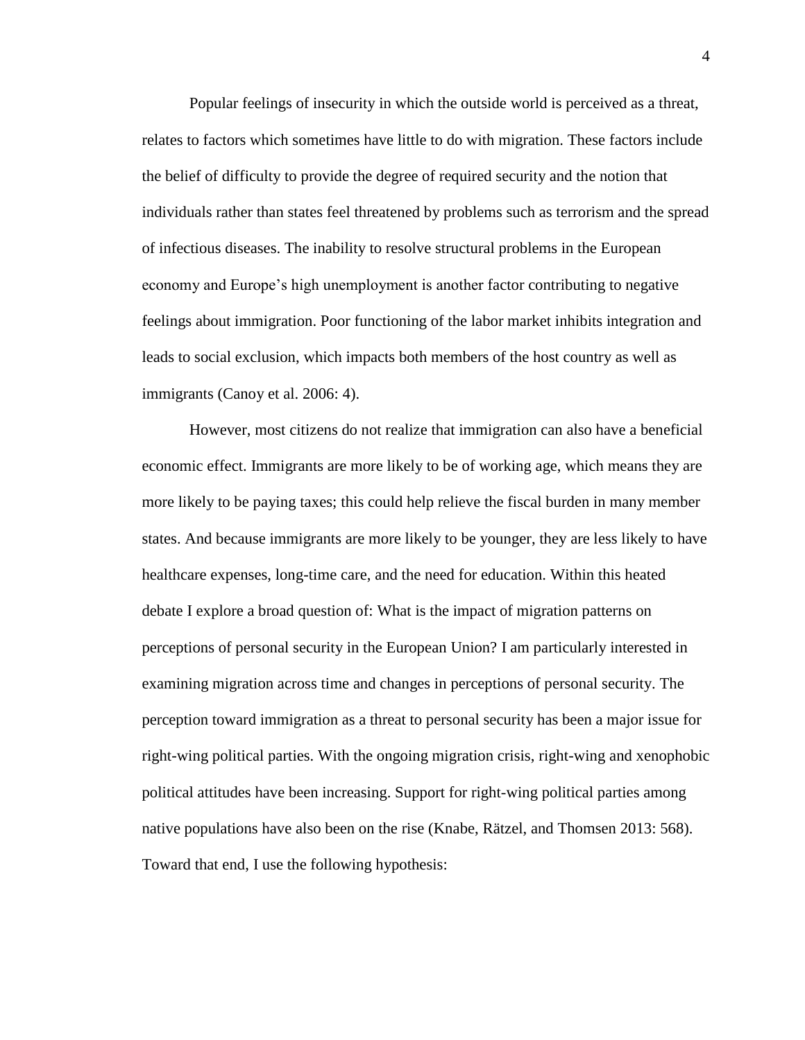Popular feelings of insecurity in which the outside world is perceived as a threat, relates to factors which sometimes have little to do with migration. These factors include the belief of difficulty to provide the degree of required security and the notion that individuals rather than states feel threatened by problems such as terrorism and the spread of infectious diseases. The inability to resolve structural problems in the European economy and Europe's high unemployment is another factor contributing to negative feelings about immigration. Poor functioning of the labor market inhibits integration and leads to social exclusion, which impacts both members of the host country as well as immigrants (Canoy et al. 2006: 4).

However, most citizens do not realize that immigration can also have a beneficial economic effect. Immigrants are more likely to be of working age, which means they are more likely to be paying taxes; this could help relieve the fiscal burden in many member states. And because immigrants are more likely to be younger, they are less likely to have healthcare expenses, long-time care, and the need for education. Within this heated debate I explore a broad question of: What is the impact of migration patterns on perceptions of personal security in the European Union? I am particularly interested in examining migration across time and changes in perceptions of personal security. The perception toward immigration as a threat to personal security has been a major issue for right-wing political parties. With the ongoing migration crisis, right-wing and xenophobic political attitudes have been increasing. Support for right-wing political parties among native populations have also been on the rise (Knabe, Rätzel, and Thomsen 2013: 568). Toward that end, I use the following hypothesis: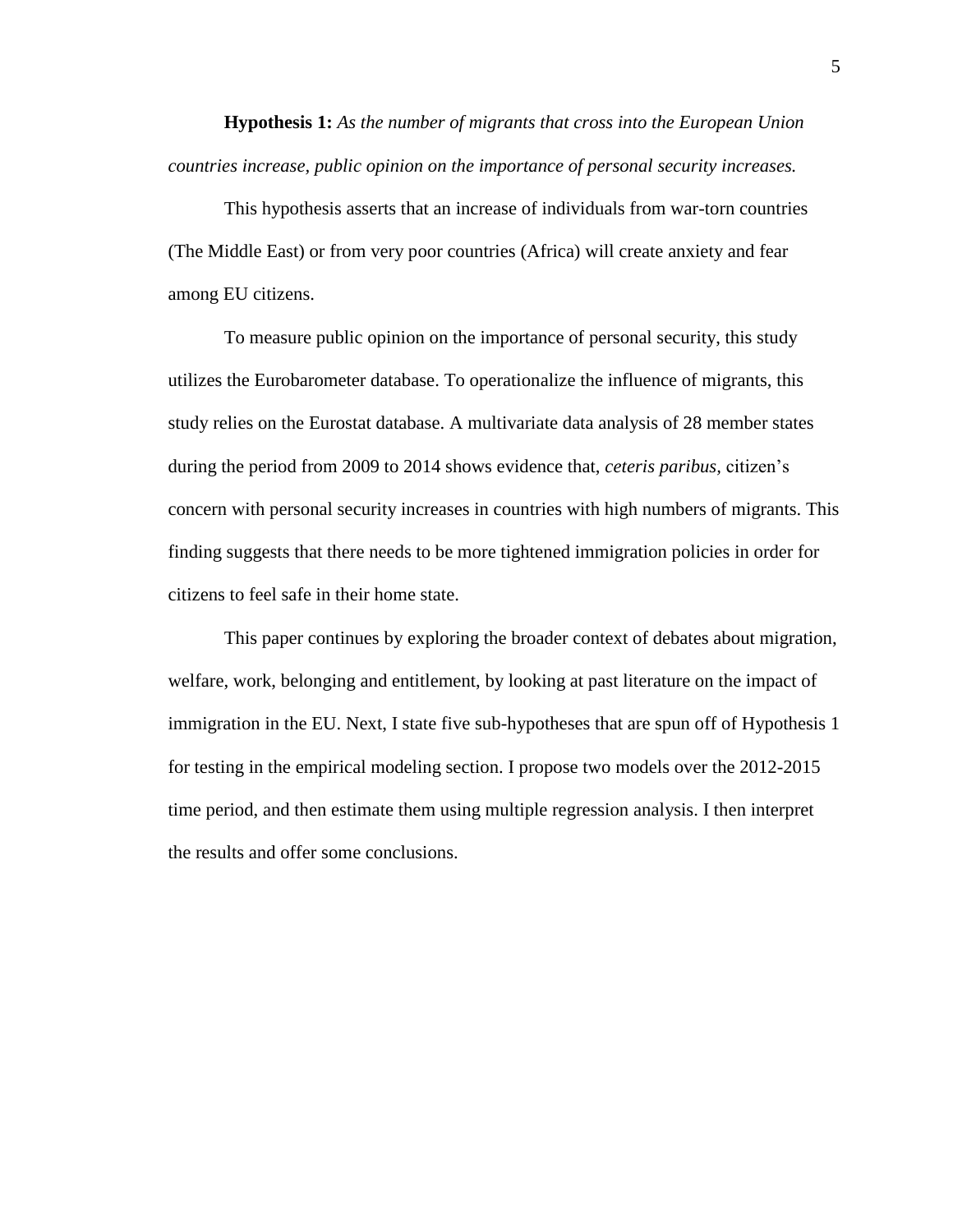**Hypothesis 1:** *As the number of migrants that cross into the European Union countries increase, public opinion on the importance of personal security increases.*

This hypothesis asserts that an increase of individuals from war-torn countries (The Middle East) or from very poor countries (Africa) will create anxiety and fear among EU citizens.

To measure public opinion on the importance of personal security, this study utilizes the Eurobarometer database. To operationalize the influence of migrants, this study relies on the Eurostat database. A multivariate data analysis of 28 member states during the period from 2009 to 2014 shows evidence that, *ceteris paribus,* citizen's concern with personal security increases in countries with high numbers of migrants. This finding suggests that there needs to be more tightened immigration policies in order for citizens to feel safe in their home state.

This paper continues by exploring the broader context of debates about migration, welfare, work, belonging and entitlement, by looking at past literature on the impact of immigration in the EU. Next, I state five sub-hypotheses that are spun off of Hypothesis 1 for testing in the empirical modeling section. I propose two models over the 2012-2015 time period, and then estimate them using multiple regression analysis. I then interpret the results and offer some conclusions.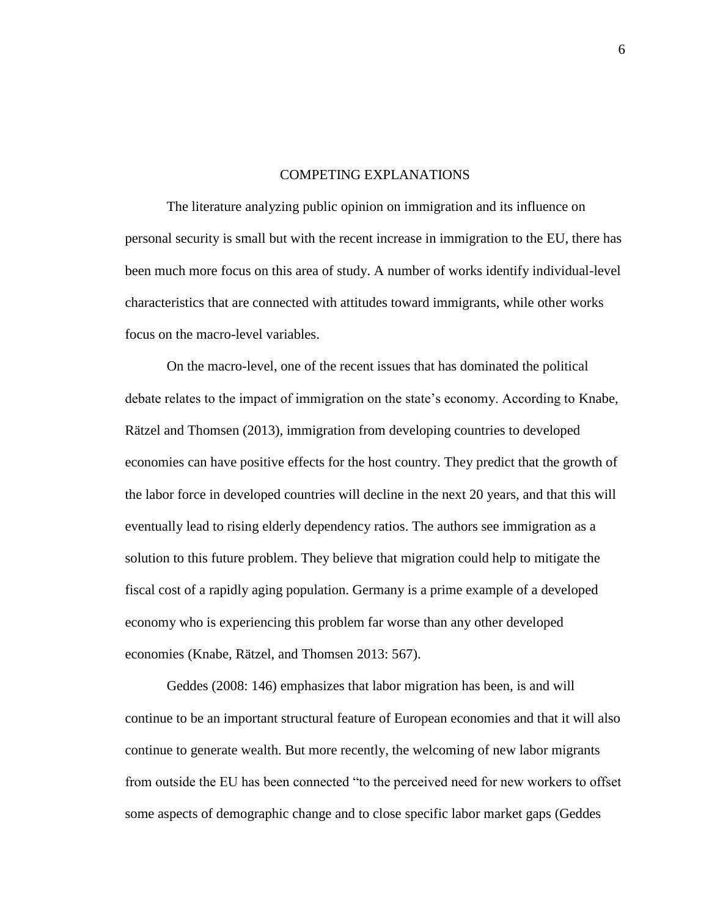# COMPETING EXPLANATIONS

The literature analyzing public opinion on immigration and its influence on personal security is small but with the recent increase in immigration to the EU, there has been much more focus on this area of study. A number of works identify individual-level characteristics that are connected with attitudes toward immigrants, while other works focus on the macro-level variables.

On the macro-level, one of the recent issues that has dominated the political debate relates to the impact of immigration on the state's economy. According to Knabe, Rätzel and Thomsen (2013), immigration from developing countries to developed economies can have positive effects for the host country. They predict that the growth of the labor force in developed countries will decline in the next 20 years, and that this will eventually lead to rising elderly dependency ratios. The authors see immigration as a solution to this future problem. They believe that migration could help to mitigate the fiscal cost of a rapidly aging population. Germany is a prime example of a developed economy who is experiencing this problem far worse than any other developed economies (Knabe, Rätzel, and Thomsen 2013: 567).

Geddes (2008: 146) emphasizes that labor migration has been, is and will continue to be an important structural feature of European economies and that it will also continue to generate wealth. But more recently, the welcoming of new labor migrants from outside the EU has been connected "to the perceived need for new workers to offset some aspects of demographic change and to close specific labor market gaps (Geddes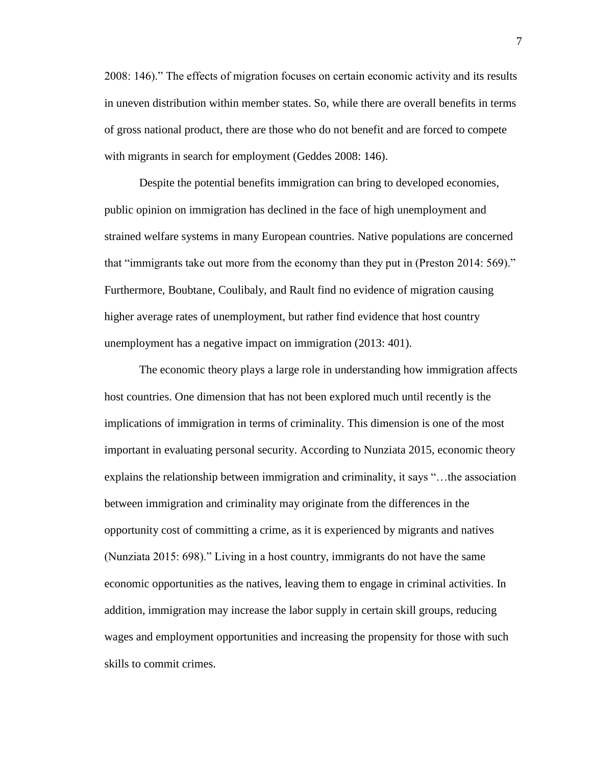2008: 146)." The effects of migration focuses on certain economic activity and its results in uneven distribution within member states. So, while there are overall benefits in terms of gross national product, there are those who do not benefit and are forced to compete with migrants in search for employment (Geddes 2008: 146).

Despite the potential benefits immigration can bring to developed economies, public opinion on immigration has declined in the face of high unemployment and strained welfare systems in many European countries. Native populations are concerned that "immigrants take out more from the economy than they put in (Preston 2014: 569)." Furthermore, Boubtane, Coulibaly, and Rault find no evidence of migration causing higher average rates of unemployment, but rather find evidence that host country unemployment has a negative impact on immigration (2013: 401).

The economic theory plays a large role in understanding how immigration affects host countries. One dimension that has not been explored much until recently is the implications of immigration in terms of criminality. This dimension is one of the most important in evaluating personal security. According to Nunziata 2015, economic theory explains the relationship between immigration and criminality, it says "…the association between immigration and criminality may originate from the differences in the opportunity cost of committing a crime, as it is experienced by migrants and natives (Nunziata 2015: 698)." Living in a host country, immigrants do not have the same economic opportunities as the natives, leaving them to engage in criminal activities. In addition, immigration may increase the labor supply in certain skill groups, reducing wages and employment opportunities and increasing the propensity for those with such skills to commit crimes.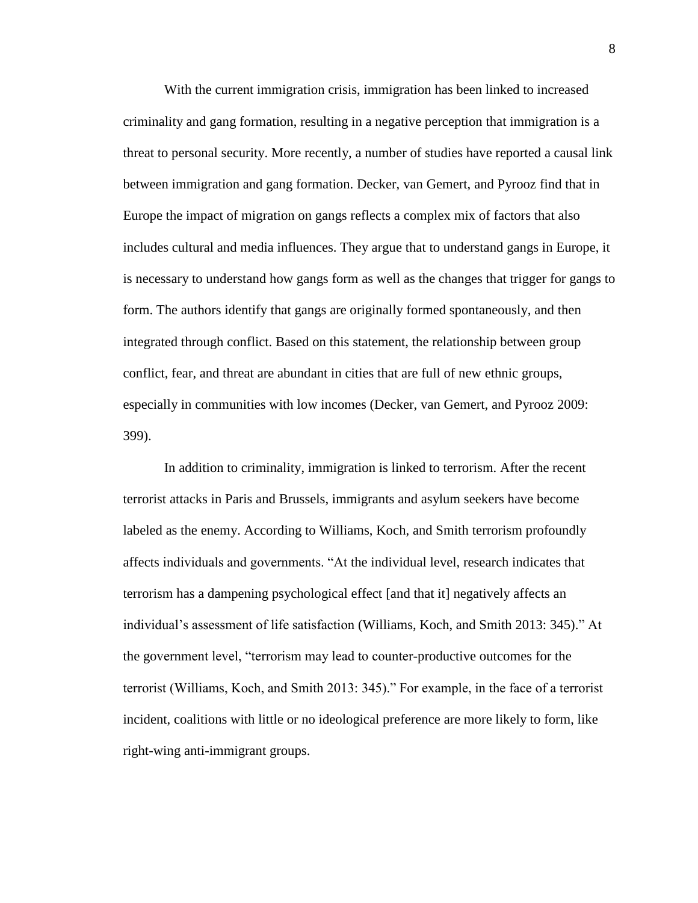With the current immigration crisis, immigration has been linked to increased criminality and gang formation, resulting in a negative perception that immigration is a threat to personal security. More recently, a number of studies have reported a causal link between immigration and gang formation. Decker, van Gemert, and Pyrooz find that in Europe the impact of migration on gangs reflects a complex mix of factors that also includes cultural and media influences. They argue that to understand gangs in Europe, it is necessary to understand how gangs form as well as the changes that trigger for gangs to form. The authors identify that gangs are originally formed spontaneously, and then integrated through conflict. Based on this statement, the relationship between group conflict, fear, and threat are abundant in cities that are full of new ethnic groups, especially in communities with low incomes (Decker, van Gemert, and Pyrooz 2009: 399).

In addition to criminality, immigration is linked to terrorism. After the recent terrorist attacks in Paris and Brussels, immigrants and asylum seekers have become labeled as the enemy. According to Williams, Koch, and Smith terrorism profoundly affects individuals and governments. "At the individual level, research indicates that terrorism has a dampening psychological effect [and that it] negatively affects an individual's assessment of life satisfaction (Williams, Koch, and Smith 2013: 345)." At the government level, "terrorism may lead to counter-productive outcomes for the terrorist (Williams, Koch, and Smith 2013: 345)." For example, in the face of a terrorist incident, coalitions with little or no ideological preference are more likely to form, like right-wing anti-immigrant groups.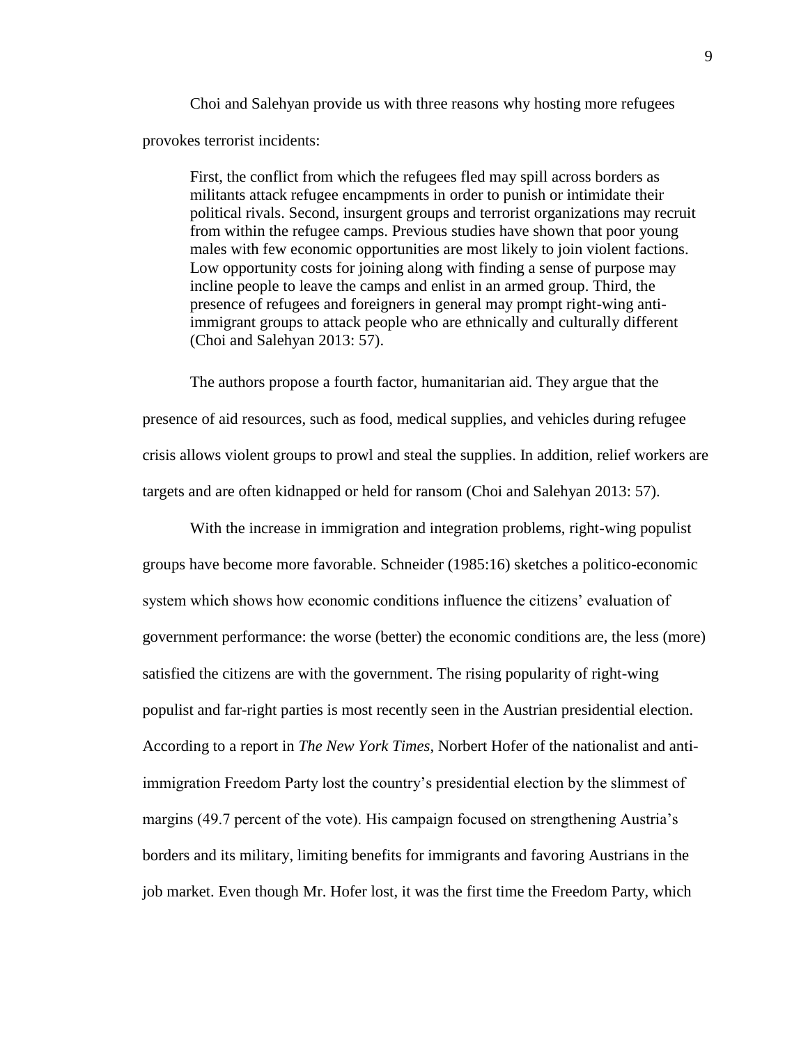Choi and Salehyan provide us with three reasons why hosting more refugees provokes terrorist incidents:

> First, the conflict from which the refugees fled may spill across borders as militants attack refugee encampments in order to punish or intimidate their political rivals. Second, insurgent groups and terrorist organizations may recruit from within the refugee camps. Previous studies have shown that poor young males with few economic opportunities are most likely to join violent factions. Low opportunity costs for joining along with finding a sense of purpose may incline people to leave the camps and enlist in an armed group. Third, the presence of refugees and foreigners in general may prompt right-wing anti-immigrant groups to attack people who are ethnically and culturally different (Choi and Salehyan 2013: 57).

The authors propose a fourth factor, humanitarian aid. They argue that the presence of aid resources, such as food, medical supplies, and vehicles during refugee crisis allows violent groups to prowl and steal the supplies. In addition, relief workers are targets and are often kidnapped or held for ransom (Choi and Salehyan 2013: 57).

With the increase in immigration and integration problems, right-wing populist groups have become more favorable. Schneider (1985:16) sketches a politico-economic system which shows how economic conditions influence the citizens' evaluation of government performance: the worse (better) the economic conditions are, the less (more) satisfied the citizens are with the government. The rising popularity of right-wing populist and far-right parties is most recently seen in the Austrian presidential election. According to a report in *The New York Times*, Norbert Hofer of the nationalist and anti-immigration Freedom Party lost the country's presidential election by the slimmest of margins (49.7 percent of the vote). His campaign focused on strengthening Austria's borders and its military, limiting benefits for immigrants and favoring Austrians in the job market. Even though Mr. Hofer lost, it was the first time the Freedom Party, which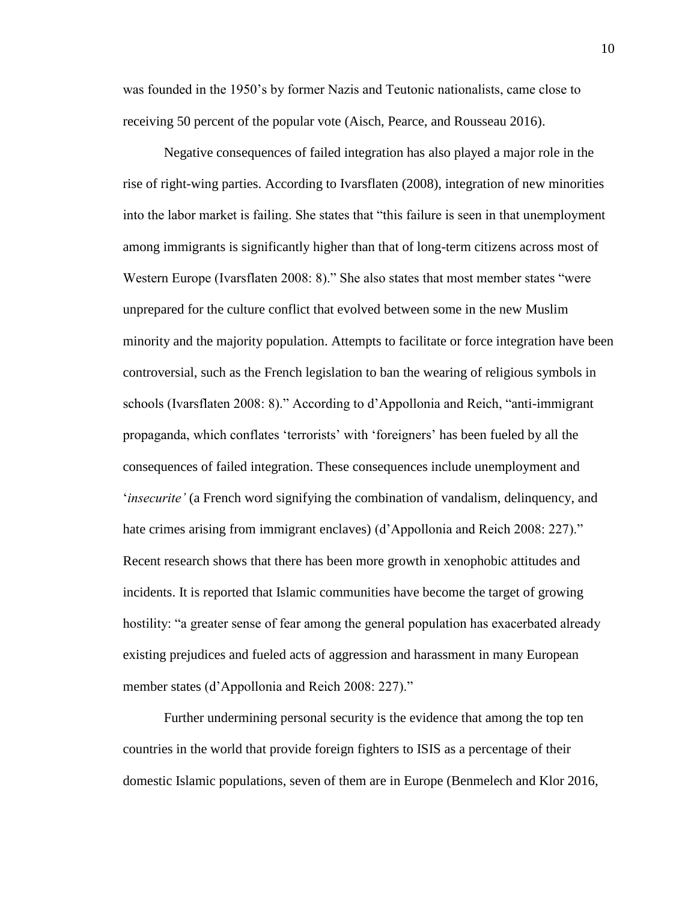was founded in the 1950's by former Nazis and Teutonic nationalists, came close to receiving 50 percent of the popular vote (Aisch, Pearce, and Rousseau 2016).

Negative consequences of failed integration has also played a major role in the rise of right-wing parties. According to Ivarsflaten (2008), integration of new minorities into the labor market is failing. She states that "this failure is seen in that unemployment among immigrants is significantly higher than that of long-term citizens across most of Western Europe (Ivarsflaten 2008: 8)." She also states that most member states "were unprepared for the culture conflict that evolved between some in the new Muslim minority and the majority population. Attempts to facilitate or force integration have been controversial, such as the French legislation to ban the wearing of religious symbols in schools (Ivarsflaten 2008: 8)." According to d'Appollonia and Reich, "anti-immigrant propaganda, which conflates 'terrorists' with 'foreigners' has been fueled by all the consequences of failed integration. These consequences include unemployment and '*insecurite'* (a French word signifying the combination of vandalism, delinquency, and hate crimes arising from immigrant enclaves) (d'Appollonia and Reich 2008: 227)." Recent research shows that there has been more growth in xenophobic attitudes and incidents. It is reported that Islamic communities have become the target of growing hostility: "a greater sense of fear among the general population has exacerbated already existing prejudices and fueled acts of aggression and harassment in many European member states (d'Appollonia and Reich 2008: 227)."

Further undermining personal security is the evidence that among the top ten countries in the world that provide foreign fighters to ISIS as a percentage of their domestic Islamic populations, seven of them are in Europe (Benmelech and Klor 2016,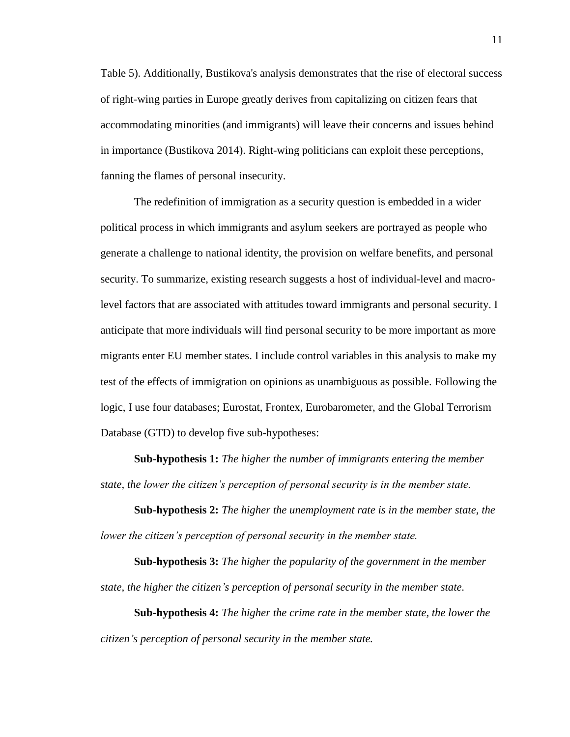Table 5). Additionally, Bustikova's analysis demonstrates that the rise of electoral success of right-wing parties in Europe greatly derives from capitalizing on citizen fears that accommodating minorities (and immigrants) will leave their concerns and issues behind in importance (Bustikova 2014). Right-wing politicians can exploit these perceptions, fanning the flames of personal insecurity.

The redefinition of immigration as a security question is embedded in a wider political process in which immigrants and asylum seekers are portrayed as people who generate a challenge to national identity, the provision on welfare benefits, and personal security. To summarize, existing research suggests a host of individual-level and macro-level factors that are associated with attitudes toward immigrants and personal security. I anticipate that more individuals will find personal security to be more important as more migrants enter EU member states. I include control variables in this analysis to make my test of the effects of immigration on opinions as unambiguous as possible. Following the logic, I use four databases; Eurostat, Frontex, Eurobarometer, and the Global Terrorism Database (GTD) to develop five sub-hypotheses:

**Sub-hypothesis 1:** *The higher the number of immigrants entering the member state, the lower the citizen's perception of personal security is in the member state.*

**Sub-hypothesis 2:** *The higher the unemployment rate is in the member state, the lower the citizen's perception of personal security in the member state.*

**Sub-hypothesis 3:** *The higher the popularity of the government in the member state, the higher the citizen's perception of personal security in the member state.*

**Sub-hypothesis 4:** *The higher the crime rate in the member state, the lower the citizen's perception of personal security in the member state.*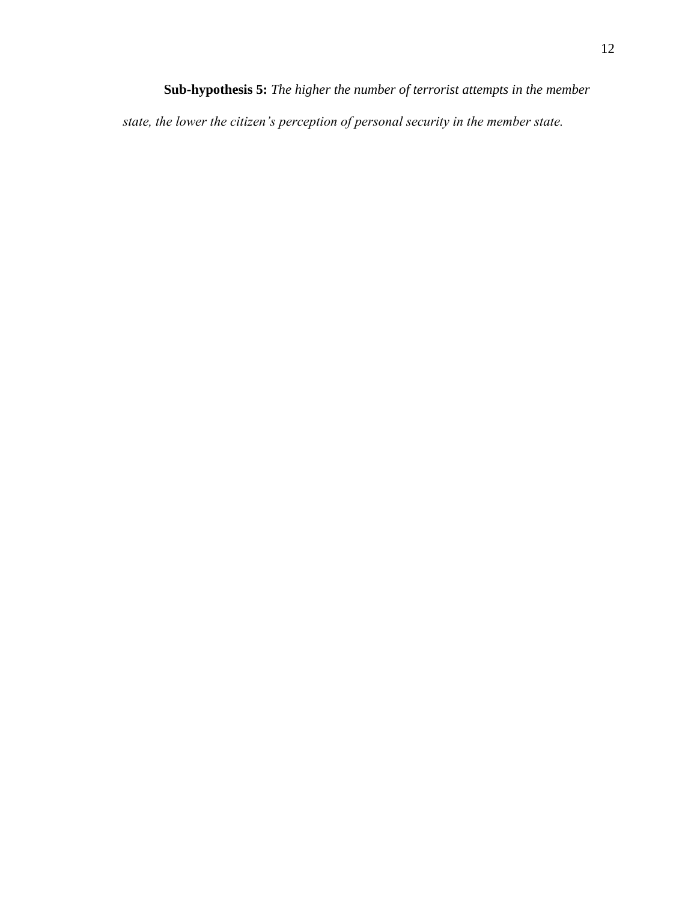**Sub-hypothesis 5:** *The higher the number of terrorist attempts in the member state, the lower the citizen's perception of personal security in the member state.*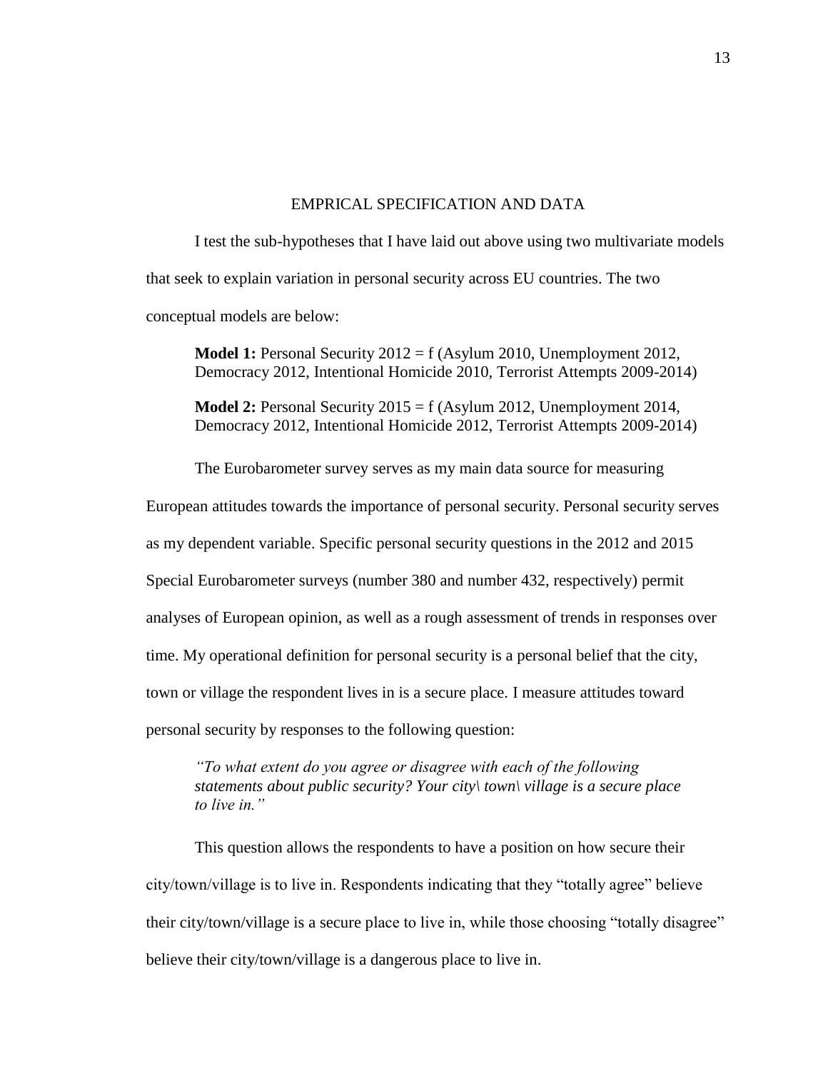## EMPRICAL SPECIFICATION AND DATA

I test the sub-hypotheses that I have laid out above using two multivariate models that seek to explain variation in personal security across EU countries. The two conceptual models are below:

> **Model 1:** Personal Security 2012 = f (Asylum 2010, Unemployment 2012, Democracy 2012, Intentional Homicide 2010, Terrorist Attempts 2009-2014)
>
> **Model 2:** Personal Security 2015 = f (Asylum 2012, Unemployment 2014, Democracy 2012, Intentional Homicide 2012, Terrorist Attempts 2009-2014)

The Eurobarometer survey serves as my main data source for measuring European attitudes towards the importance of personal security. Personal security serves as my dependent variable. Specific personal security questions in the 2012 and 2015 Special Eurobarometer surveys (number 380 and number 432, respectively) permit analyses of European opinion, as well as a rough assessment of trends in responses over time. My operational definition for personal security is a personal belief that the city, town or village the respondent lives in is a secure place. I measure attitudes toward personal security by responses to the following question:

> *"To what extent do you agree or disagree with each of the following statements about public security? Your city\ town\ village is a secure place to live in."*

This question allows the respondents to have a position on how secure their city/town/village is to live in. Respondents indicating that they "totally agree" believe their city/town/village is a secure place to live in, while those choosing "totally disagree" believe their city/town/village is a dangerous place to live in.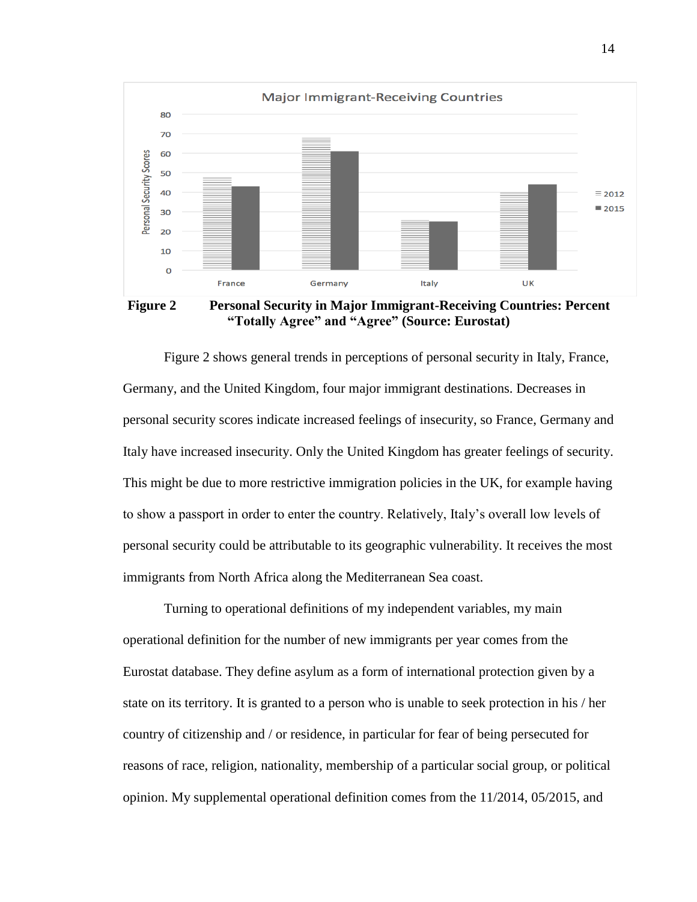**Figure 2** **Personal Security in Major Immigrant-Receiving Countries: Percent "Totally Agree" and "Agree" (Source: Eurostat)**

Figure 2 shows general trends in perceptions of personal security in Italy, France, Germany, and the United Kingdom, four major immigrant destinations. Decreases in personal security scores indicate increased feelings of insecurity, so France, Germany and Italy have increased insecurity. Only the United Kingdom has greater feelings of security. This might be due to more restrictive immigration policies in the UK, for example having to show a passport in order to enter the country. Relatively, Italy's overall low levels of personal security could be attributable to its geographic vulnerability. It receives the most immigrants from North Africa along the Mediterranean Sea coast.

Turning to operational definitions of my independent variables, my main operational definition for the number of new immigrants per year comes from the Eurostat database. They define asylum as a form of international protection given by a state on its territory. It is granted to a person who is unable to seek protection in his / her country of citizenship and / or residence, in particular for fear of being persecuted for reasons of race, religion, nationality, membership of a particular social group, or political opinion. My supplemental operational definition comes from the 11/2014, 05/2015, and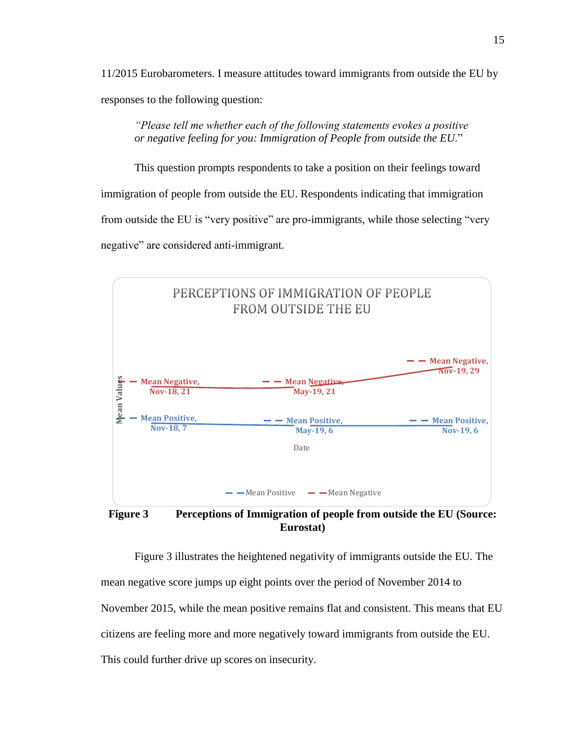11/2015 Eurobarometers. I measure attitudes toward immigrants from outside the EU by responses to the following question:

> *"Please tell me whether each of the following statements evokes a positive or negative feeling for you: Immigration of People from outside the EU."*

This question prompts respondents to take a position on their feelings toward immigration of people from outside the EU. Respondents indicating that immigration from outside the EU is "very positive" are pro-immigrants, while those selecting "very negative" are considered anti-immigrant.

**Figure 3** Perceptions of Immigration of people from outside the EU (Source: Eurostat)

Figure 3 illustrates the heightened negativity of immigrants outside the EU. The mean negative score jumps up eight points over the period of November 2014 to November 2015, while the mean positive remains flat and consistent. This means that EU citizens are feeling more and more negatively toward immigrants from outside the EU. This could further drive up scores on insecurity.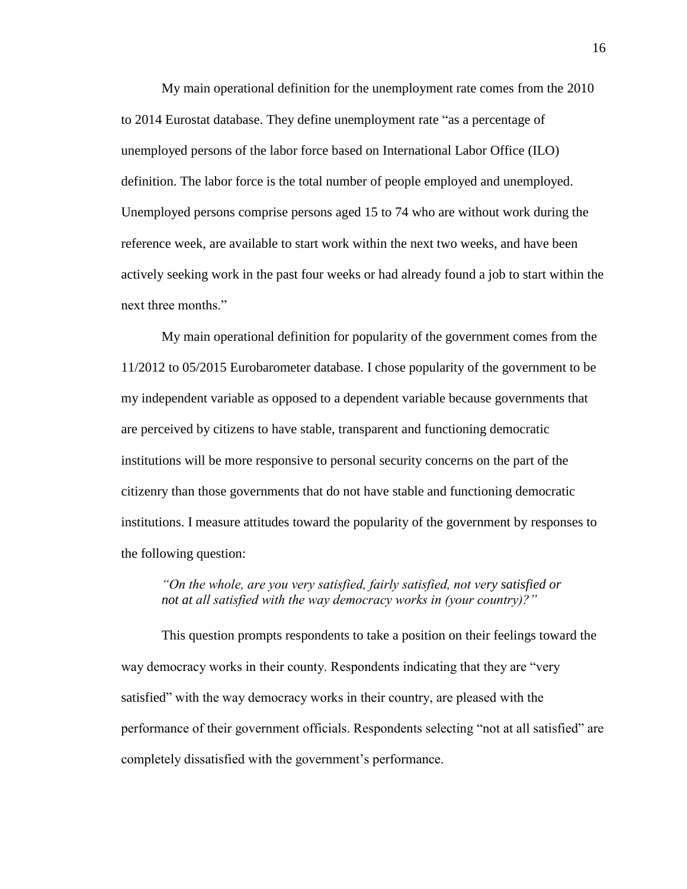My main operational definition for the unemployment rate comes from the 2010 to 2014 Eurostat database. They define unemployment rate "as a percentage of unemployed persons of the labor force based on International Labor Office (ILO) definition. The labor force is the total number of people employed and unemployed. Unemployed persons comprise persons aged 15 to 74 who are without work during the reference week, are available to start work within the next two weeks, and have been actively seeking work in the past four weeks or had already found a job to start within the next three months."

My main operational definition for popularity of the government comes from the 11/2012 to 05/2015 Eurobarometer database. I chose popularity of the government to be my independent variable as opposed to a dependent variable because governments that are perceived by citizens to have stable, transparent and functioning democratic institutions will be more responsive to personal security concerns on the part of the citizenry than those governments that do not have stable and functioning democratic institutions. I measure attitudes toward the popularity of the government by responses to the following question:

> *"On the whole, are you very satisfied, fairly satisfied, not very satisfied or not at all satisfied with the way democracy works in (your country)?"*

This question prompts respondents to take a position on their feelings toward the way democracy works in their county. Respondents indicating that they are "very satisfied" with the way democracy works in their country, are pleased with the performance of their government officials. Respondents selecting "not at all satisfied" are completely dissatisfied with the government's performance.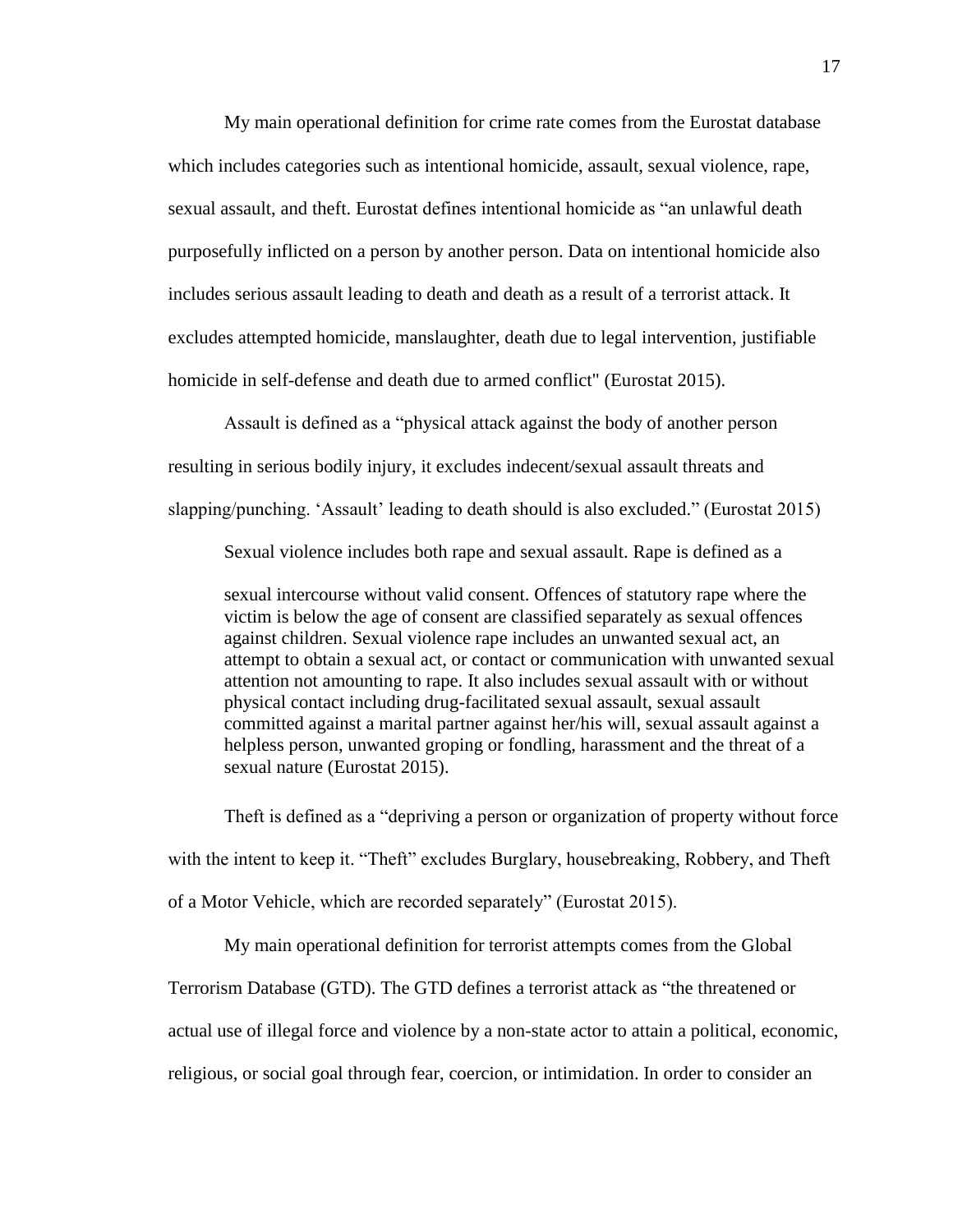My main operational definition for crime rate comes from the Eurostat database which includes categories such as intentional homicide, assault, sexual violence, rape, sexual assault, and theft. Eurostat defines intentional homicide as "an unlawful death purposefully inflicted on a person by another person. Data on intentional homicide also includes serious assault leading to death and death as a result of a terrorist attack. It excludes attempted homicide, manslaughter, death due to legal intervention, justifiable homicide in self-defense and death due to armed conflict" (Eurostat 2015).

Assault is defined as a "physical attack against the body of another person resulting in serious bodily injury, it excludes indecent/sexual assault threats and slapping/punching. 'Assault' leading to death should is also excluded." (Eurostat 2015)

Sexual violence includes both rape and sexual assault. Rape is defined as a

> sexual intercourse without valid consent. Offences of statutory rape where the victim is below the age of consent are classified separately as sexual offences against children. Sexual violence rape includes an unwanted sexual act, an attempt to obtain a sexual act, or contact or communication with unwanted sexual attention not amounting to rape. It also includes sexual assault with or without physical contact including drug-facilitated sexual assault, sexual assault committed against a marital partner against her/his will, sexual assault against a helpless person, unwanted groping or fondling, harassment and the threat of a sexual nature (Eurostat 2015).

Theft is defined as a "depriving a person or organization of property without force with the intent to keep it. "Theft" excludes Burglary, housebreaking, Robbery, and Theft of a Motor Vehicle, which are recorded separately" (Eurostat 2015).

My main operational definition for terrorist attempts comes from the Global Terrorism Database (GTD). The GTD defines a terrorist attack as "the threatened or actual use of illegal force and violence by a non-state actor to attain a political, economic, religious, or social goal through fear, coercion, or intimidation. In order to consider an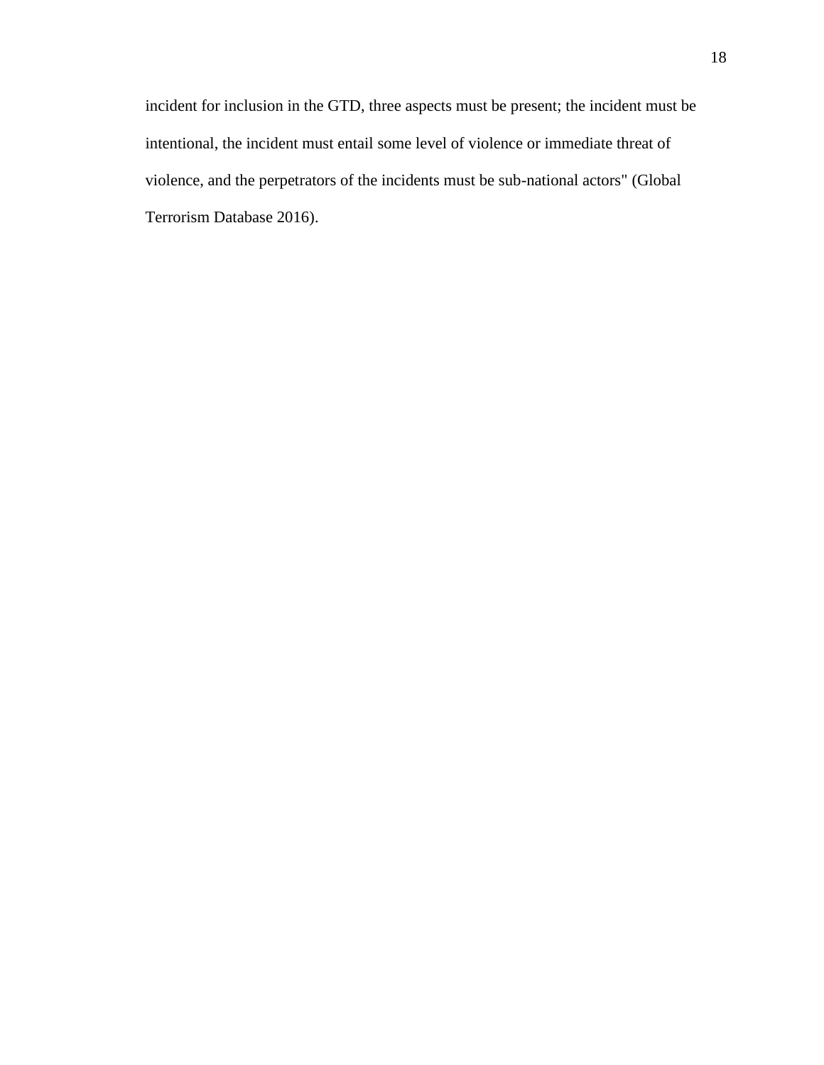incident for inclusion in the GTD, three aspects must be present; the incident must be intentional, the incident must entail some level of violence or immediate threat of violence, and the perpetrators of the incidents must be sub-national actors" (Global Terrorism Database 2016).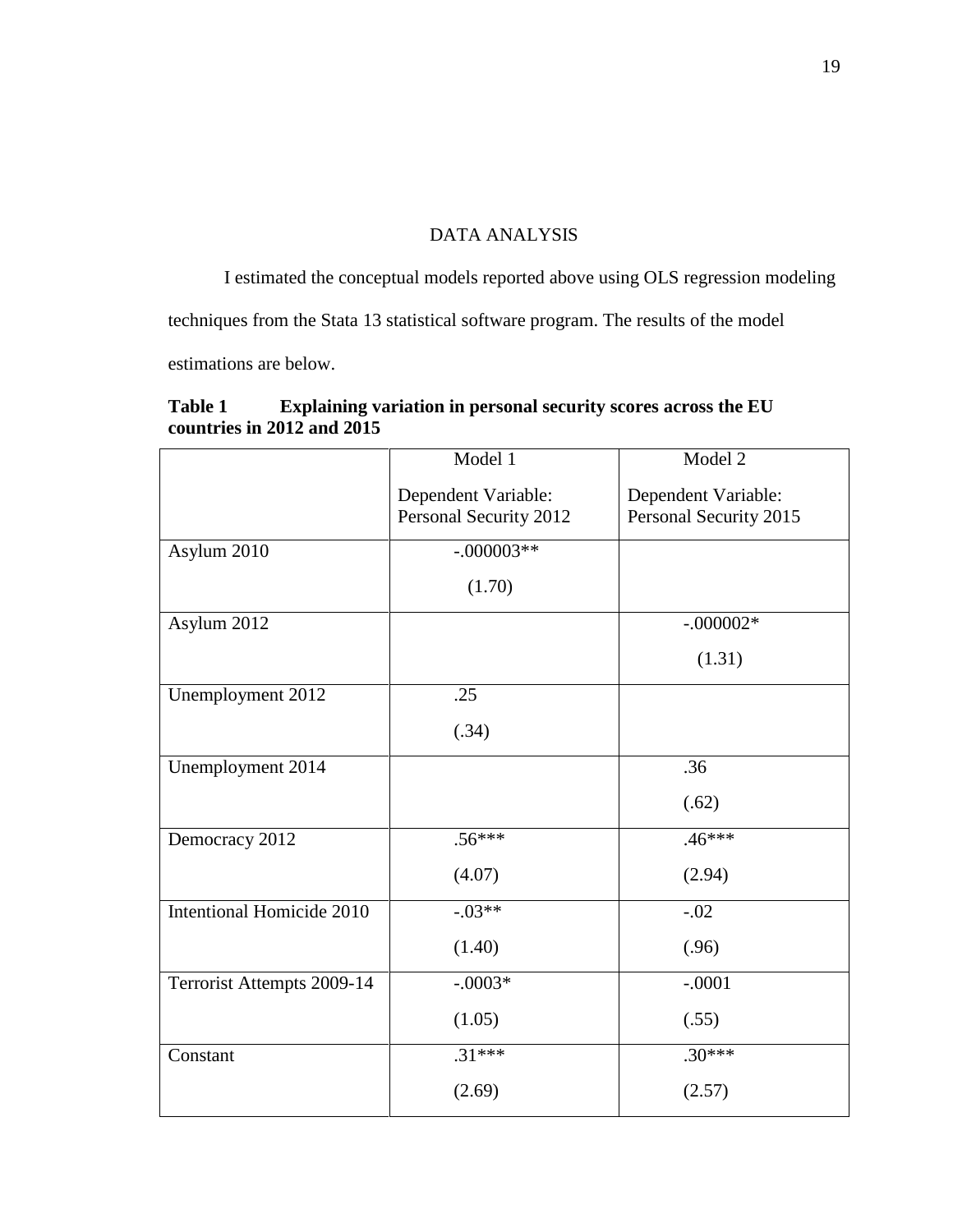# DATA ANALYSIS

I estimated the conceptual models reported above using OLS regression modeling techniques from the Stata 13 statistical software program. The results of the model estimations are below.

**Table 1 Explaining variation in personal security scores across the EU countries in 2012 and 2015**

| | Model 1<br>Dependent Variable: Personal Security 2012 | Model 2<br>Dependent Variable: Personal Security 2015 |
|---|---|---|
| Asylum 2010 | -.000003**<br>(1.70) | |
| Asylum 2012 | | -.000002*<br>(1.31) |
| Unemployment 2012 | .25<br>(.34) | |
| Unemployment 2014 | | .36<br>(.62) |
| Democracy 2012 | .56***<br>(4.07) | .46***<br>(2.94) |
| Intentional Homicide 2010 | -.03**<br>(1.40) | -.02<br>(.96) |
| Terrorist Attempts 2009-14 | -.0003*<br>(1.05) | -.0001<br>(.55) |
| Constant | .31***<br>(2.69) | .30***<br>(2.57) |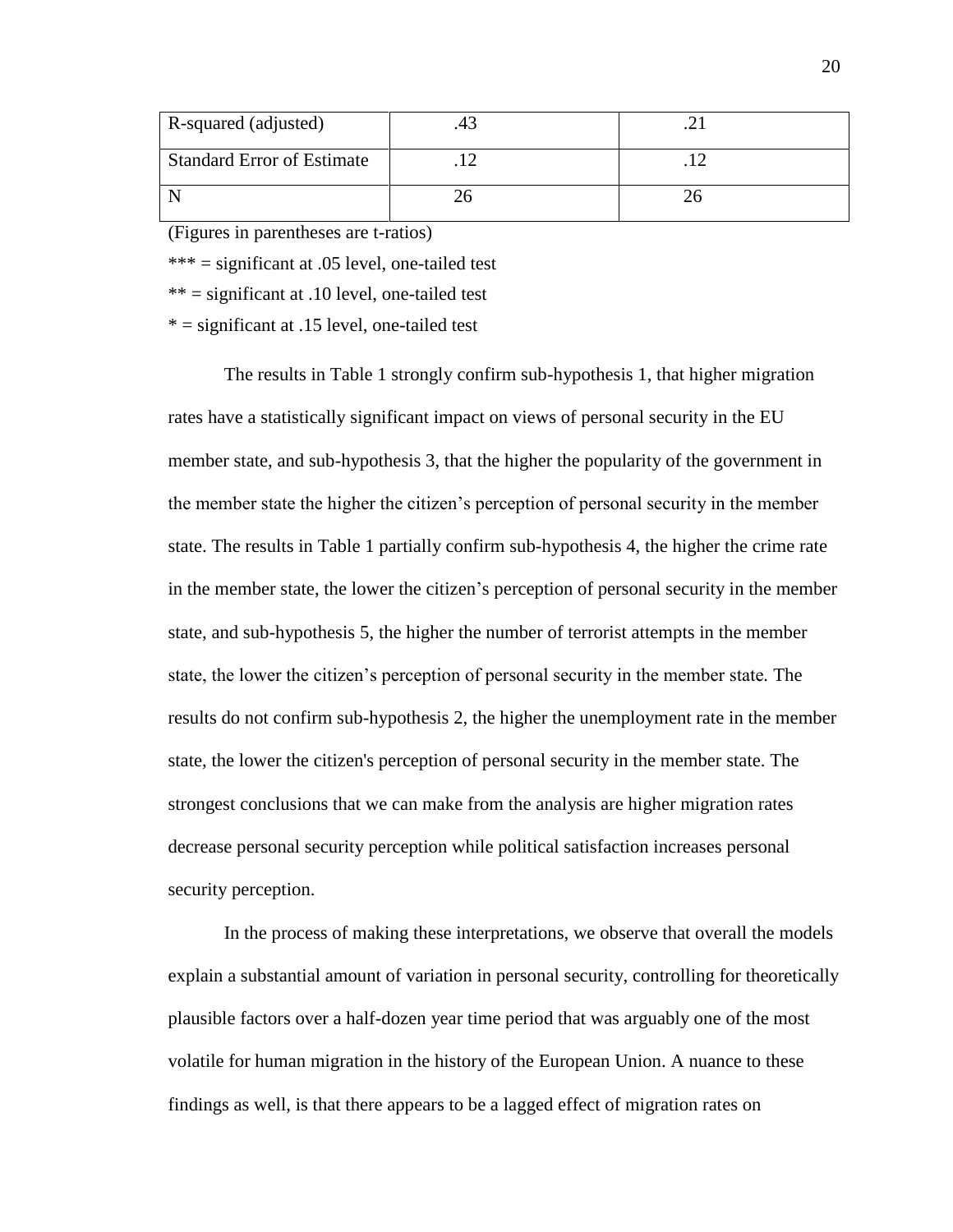| R-squared (adjusted) | .43 | .21 |
|---|---|---|
| Standard Error of Estimate | .12 | .12 |
| N | 26 | 26 |

(Figures in parentheses are t-ratios)

*** = significant at .05 level, one-tailed test

** = significant at .10 level, one-tailed test

* = significant at .15 level, one-tailed test

The results in Table 1 strongly confirm sub-hypothesis 1, that higher migration rates have a statistically significant impact on views of personal security in the EU member state, and sub-hypothesis 3, that the higher the popularity of the government in the member state the higher the citizen's perception of personal security in the member state. The results in Table 1 partially confirm sub-hypothesis 4, the higher the crime rate in the member state, the lower the citizen's perception of personal security in the member state, and sub-hypothesis 5, the higher the number of terrorist attempts in the member state, the lower the citizen's perception of personal security in the member state. The results do not confirm sub-hypothesis 2, the higher the unemployment rate in the member state, the lower the citizen's perception of personal security in the member state. The strongest conclusions that we can make from the analysis are higher migration rates decrease personal security perception while political satisfaction increases personal security perception.

In the process of making these interpretations, we observe that overall the models explain a substantial amount of variation in personal security, controlling for theoretically plausible factors over a half-dozen year time period that was arguably one of the most volatile for human migration in the history of the European Union. A nuance to these findings as well, is that there appears to be a lagged effect of migration rates on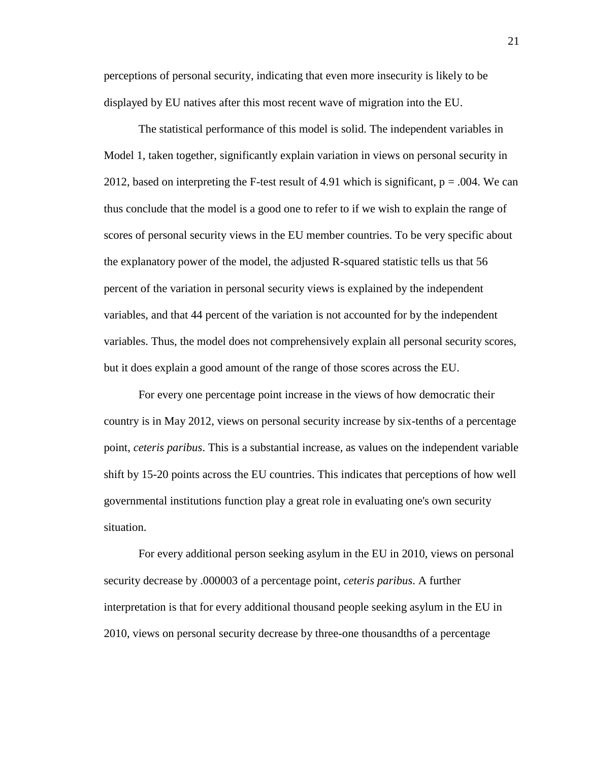perceptions of personal security, indicating that even more insecurity is likely to be displayed by EU natives after this most recent wave of migration into the EU.

The statistical performance of this model is solid. The independent variables in Model 1, taken together, significantly explain variation in views on personal security in 2012, based on interpreting the F-test result of 4.91 which is significant, $p = .004$. We can thus conclude that the model is a good one to refer to if we wish to explain the range of scores of personal security views in the EU member countries. To be very specific about the explanatory power of the model, the adjusted R-squared statistic tells us that 56 percent of the variation in personal security views is explained by the independent variables, and that 44 percent of the variation is not accounted for by the independent variables. Thus, the model does not comprehensively explain all personal security scores, but it does explain a good amount of the range of those scores across the EU.

For every one percentage point increase in the views of how democratic their country is in May 2012, views on personal security increase by six-tenths of a percentage point, *ceteris paribus*. This is a substantial increase, as values on the independent variable shift by 15-20 points across the EU countries. This indicates that perceptions of how well governmental institutions function play a great role in evaluating one's own security situation.

For every additional person seeking asylum in the EU in 2010, views on personal security decrease by .000003 of a percentage point, *ceteris paribus*. A further interpretation is that for every additional thousand people seeking asylum in the EU in 2010, views on personal security decrease by three-one thousandths of a percentage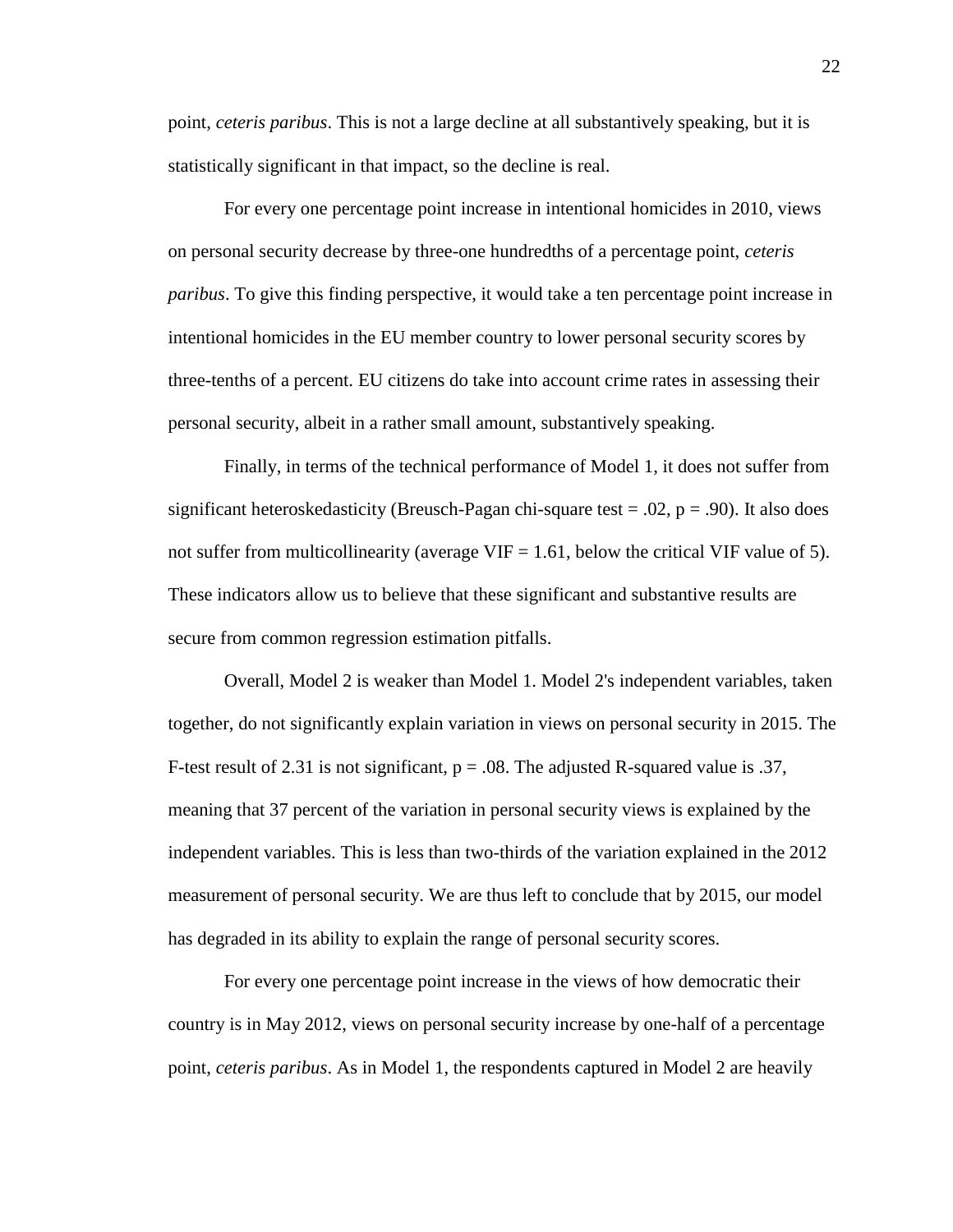point, *ceteris paribus*. This is not a large decline at all substantively speaking, but it is statistically significant in that impact, so the decline is real.

For every one percentage point increase in intentional homicides in 2010, views on personal security decrease by three-one hundredths of a percentage point, *ceteris paribus*. To give this finding perspective, it would take a ten percentage point increase in intentional homicides in the EU member country to lower personal security scores by three-tenths of a percent. EU citizens do take into account crime rates in assessing their personal security, albeit in a rather small amount, substantively speaking.

Finally, in terms of the technical performance of Model 1, it does not suffer from significant heteroskedasticity (Breusch-Pagan chi-square test = .02, $p = .90$). It also does not suffer from multicollinearity (average VIF = 1.61, below the critical VIF value of 5). These indicators allow us to believe that these significant and substantive results are secure from common regression estimation pitfalls.

Overall, Model 2 is weaker than Model 1. Model 2's independent variables, taken together, do not significantly explain variation in views on personal security in 2015. The F-test result of 2.31 is not significant, $p = .08$. The adjusted R-squared value is .37, meaning that 37 percent of the variation in personal security views is explained by the independent variables. This is less than two-thirds of the variation explained in the 2012 measurement of personal security. We are thus left to conclude that by 2015, our model has degraded in its ability to explain the range of personal security scores.

For every one percentage point increase in the views of how democratic their country is in May 2012, views on personal security increase by one-half of a percentage point, *ceteris paribus*. As in Model 1, the respondents captured in Model 2 are heavily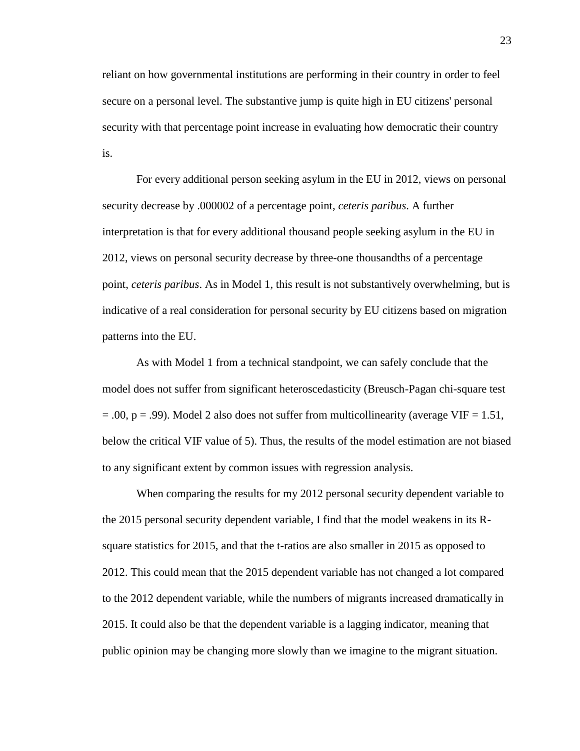reliant on how governmental institutions are performing in their country in order to feel secure on a personal level. The substantive jump is quite high in EU citizens' personal security with that percentage point increase in evaluating how democratic their country is.

For every additional person seeking asylum in the EU in 2012, views on personal security decrease by .000002 of a percentage point, *ceteris paribus*. A further interpretation is that for every additional thousand people seeking asylum in the EU in 2012, views on personal security decrease by three-one thousandths of a percentage point, *ceteris paribus*. As in Model 1, this result is not substantively overwhelming, but is indicative of a real consideration for personal security by EU citizens based on migration patterns into the EU.

As with Model 1 from a technical standpoint, we can safely conclude that the model does not suffer from significant heteroscedasticity (Breusch-Pagan chi-square test = .00, p = .99). Model 2 also does not suffer from multicollinearity (average VIF = 1.51, below the critical VIF value of 5). Thus, the results of the model estimation are not biased to any significant extent by common issues with regression analysis.

When comparing the results for my 2012 personal security dependent variable to the 2015 personal security dependent variable, I find that the model weakens in its R-square statistics for 2015, and that the t-ratios are also smaller in 2015 as opposed to 2012. This could mean that the 2015 dependent variable has not changed a lot compared to the 2012 dependent variable, while the numbers of migrants increased dramatically in 2015. It could also be that the dependent variable is a lagging indicator, meaning that public opinion may be changing more slowly than we imagine to the migrant situation.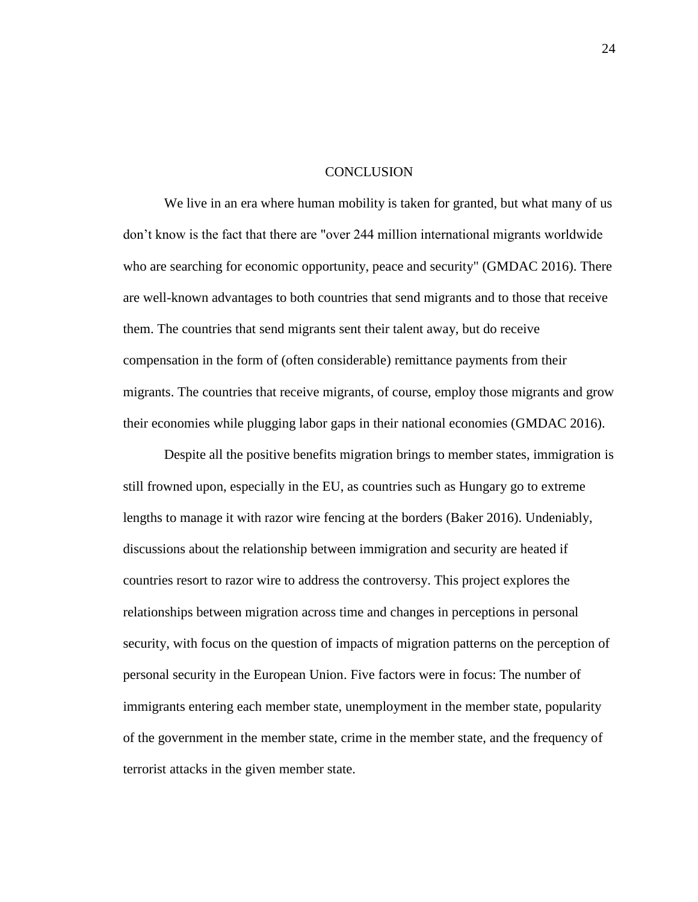# CONCLUSION

We live in an era where human mobility is taken for granted, but what many of us don't know is the fact that there are "over 244 million international migrants worldwide who are searching for economic opportunity, peace and security" (GMDAC 2016). There are well-known advantages to both countries that send migrants and to those that receive them. The countries that send migrants sent their talent away, but do receive compensation in the form of (often considerable) remittance payments from their migrants. The countries that receive migrants, of course, employ those migrants and grow their economies while plugging labor gaps in their national economies (GMDAC 2016).

Despite all the positive benefits migration brings to member states, immigration is still frowned upon, especially in the EU, as countries such as Hungary go to extreme lengths to manage it with razor wire fencing at the borders (Baker 2016). Undeniably, discussions about the relationship between immigration and security are heated if countries resort to razor wire to address the controversy. This project explores the relationships between migration across time and changes in perceptions in personal security, with focus on the question of impacts of migration patterns on the perception of personal security in the European Union. Five factors were in focus: The number of immigrants entering each member state, unemployment in the member state, popularity of the government in the member state, crime in the member state, and the frequency of terrorist attacks in the given member state.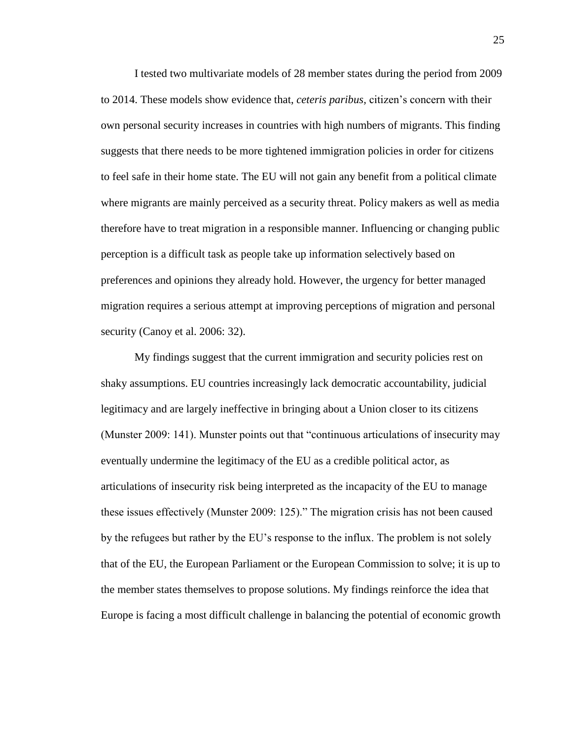I tested two multivariate models of 28 member states during the period from 2009 to 2014. These models show evidence that, *ceteris paribus*, citizen's concern with their own personal security increases in countries with high numbers of migrants. This finding suggests that there needs to be more tightened immigration policies in order for citizens to feel safe in their home state. The EU will not gain any benefit from a political climate where migrants are mainly perceived as a security threat. Policy makers as well as media therefore have to treat migration in a responsible manner. Influencing or changing public perception is a difficult task as people take up information selectively based on preferences and opinions they already hold. However, the urgency for better managed migration requires a serious attempt at improving perceptions of migration and personal security (Canoy et al. 2006: 32).

My findings suggest that the current immigration and security policies rest on shaky assumptions. EU countries increasingly lack democratic accountability, judicial legitimacy and are largely ineffective in bringing about a Union closer to its citizens (Munster 2009: 141). Munster points out that "continuous articulations of insecurity may eventually undermine the legitimacy of the EU as a credible political actor, as articulations of insecurity risk being interpreted as the incapacity of the EU to manage these issues effectively (Munster 2009: 125)." The migration crisis has not been caused by the refugees but rather by the EU's response to the influx. The problem is not solely that of the EU, the European Parliament or the European Commission to solve; it is up to the member states themselves to propose solutions. My findings reinforce the idea that Europe is facing a most difficult challenge in balancing the potential of economic growth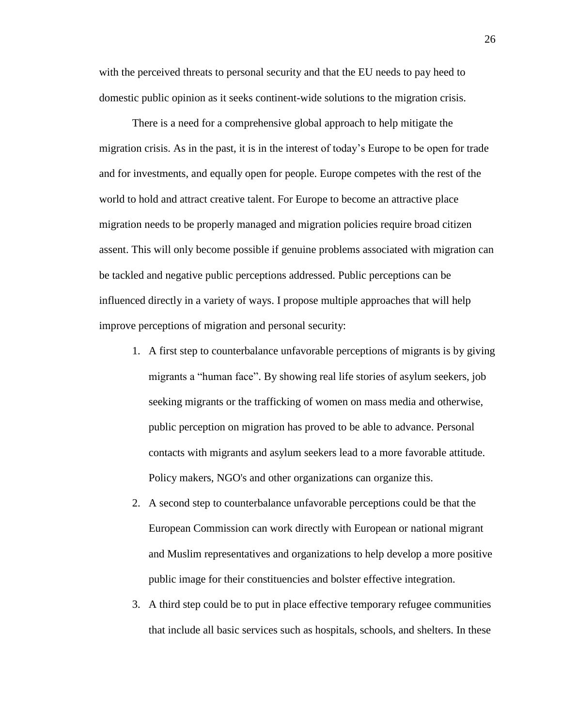with the perceived threats to personal security and that the EU needs to pay heed to domestic public opinion as it seeks continent-wide solutions to the migration crisis.

There is a need for a comprehensive global approach to help mitigate the migration crisis. As in the past, it is in the interest of today's Europe to be open for trade and for investments, and equally open for people. Europe competes with the rest of the world to hold and attract creative talent. For Europe to become an attractive place migration needs to be properly managed and migration policies require broad citizen assent. This will only become possible if genuine problems associated with migration can be tackled and negative public perceptions addressed. Public perceptions can be influenced directly in a variety of ways. I propose multiple approaches that will help improve perceptions of migration and personal security:

1. A first step to counterbalance unfavorable perceptions of migrants is by giving migrants a "human face". By showing real life stories of asylum seekers, job seeking migrants or the trafficking of women on mass media and otherwise, public perception on migration has proved to be able to advance. Personal contacts with migrants and asylum seekers lead to a more favorable attitude. Policy makers, NGO's and other organizations can organize this.
2. A second step to counterbalance unfavorable perceptions could be that the European Commission can work directly with European or national migrant and Muslim representatives and organizations to help develop a more positive public image for their constituencies and bolster effective integration.
3. A third step could be to put in place effective temporary refugee communities that include all basic services such as hospitals, schools, and shelters. In these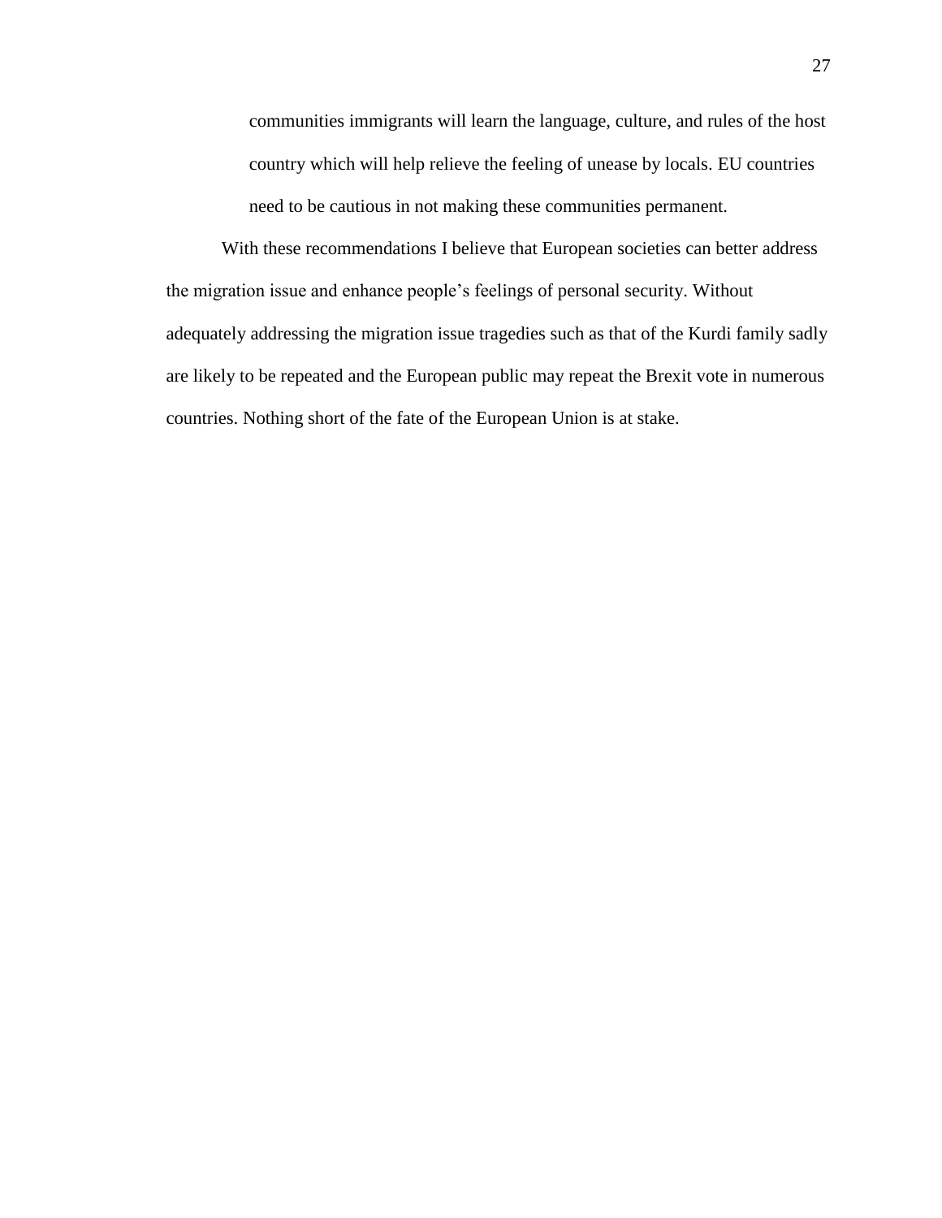communities immigrants will learn the language, culture, and rules of the host country which will help relieve the feeling of unease by locals. EU countries need to be cautious in not making these communities permanent.

With these recommendations I believe that European societies can better address the migration issue and enhance people's feelings of personal security. Without adequately addressing the migration issue tragedies such as that of the Kurdi family sadly are likely to be repeated and the European public may repeat the Brexit vote in numerous countries. Nothing short of the fate of the European Union is at stake.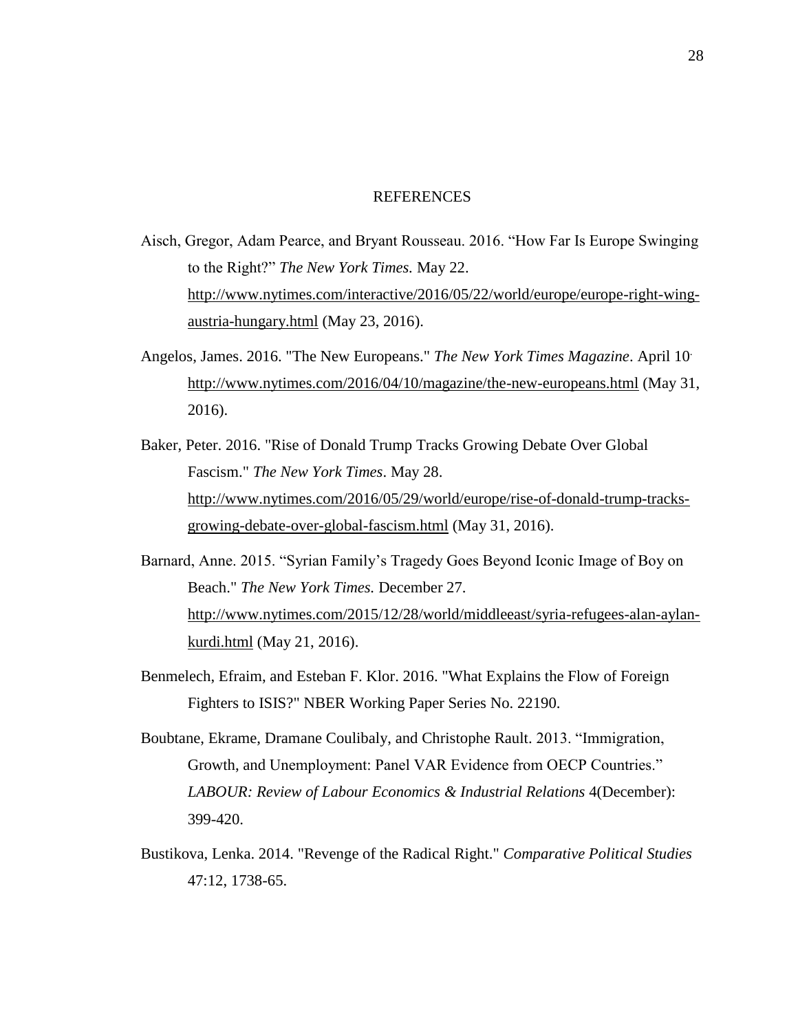# REFERENCES

Aisch, Gregor, Adam Pearce, and Bryant Rousseau. 2016. "How Far Is Europe Swinging to the Right?" *The New York Times.* May 22. http://www.nytimes.com/interactive/2016/05/22/world/europe/europe-right-wing-austria-hungary.html (May 23, 2016).

Angelos, James. 2016. "The New Europeans." *The New York Times Magazine*. April 10. http://www.nytimes.com/2016/04/10/magazine/the-new-europeans.html (May 31, 2016).

Baker, Peter. 2016. "Rise of Donald Trump Tracks Growing Debate Over Global Fascism." *The New York Times*. May 28. http://www.nytimes.com/2016/05/29/world/europe/rise-of-donald-trump-tracks-growing-debate-over-global-fascism.html (May 31, 2016).

Barnard, Anne. 2015. "Syrian Family's Tragedy Goes Beyond Iconic Image of Boy on Beach." *The New York Times.* December 27. http://www.nytimes.com/2015/12/28/world/middleeast/syria-refugees-alan-aylan-kurdi.html (May 21, 2016).

Benmelech, Efraim, and Esteban F. Klor. 2016. "What Explains the Flow of Foreign Fighters to ISIS?" NBER Working Paper Series No. 22190.

Boubtane, Ekrame, Dramane Coulibaly, and Christophe Rault. 2013. "Immigration, Growth, and Unemployment: Panel VAR Evidence from OECP Countries." *LABOUR: Review of Labour Economics & Industrial Relations* 4(December): 399-420.

Bustikova, Lenka. 2014. "Revenge of the Radical Right." *Comparative Political Studies* 47:12, 1738-65.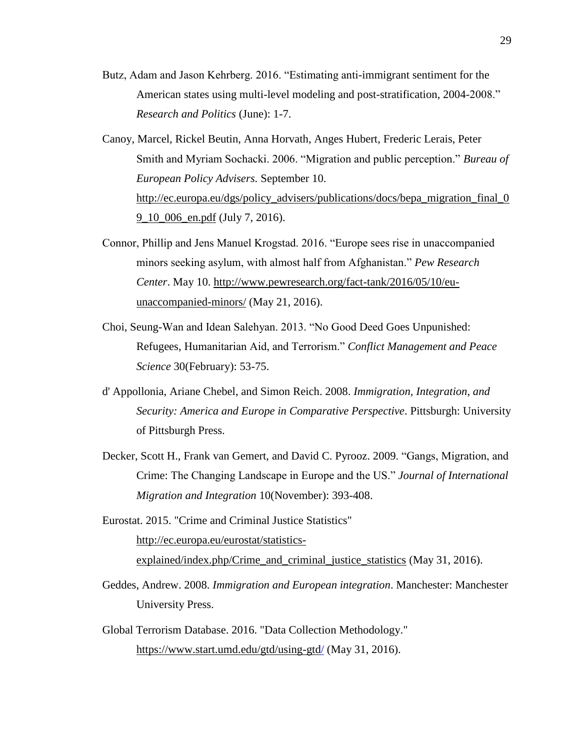Butz, Adam and Jason Kehrberg. 2016. "Estimating anti-immigrant sentiment for the American states using multi-level modeling and post-stratification, 2004-2008." *Research and Politics* (June): 1-7.

Canoy, Marcel, Rickel Beutin, Anna Horvath, Anges Hubert, Frederic Lerais, Peter Smith and Myriam Sochacki. 2006. "Migration and public perception." *Bureau of European Policy Advisers.* September 10. http://ec.europa.eu/dgs/policy_advisers/publications/docs/bepa_migration_final_09_10_006_en.pdf (July 7, 2016).

Connor, Phillip and Jens Manuel Krogstad. 2016. "Europe sees rise in unaccompanied minors seeking asylum, with almost half from Afghanistan." *Pew Research Center*. May 10. http://www.pewresearch.org/fact-tank/2016/05/10/eu-unaccompanied-minors/ (May 21, 2016).

Choi, Seung-Wan and Idean Salehyan. 2013. "No Good Deed Goes Unpunished: Refugees, Humanitarian Aid, and Terrorism." *Conflict Management and Peace Science* 30(February): 53-75.

d' Appollonia, Ariane Chebel, and Simon Reich. 2008. *Immigration, Integration, and Security: America and Europe in Comparative Perspective*. Pittsburgh: University of Pittsburgh Press.

Decker, Scott H., Frank van Gemert, and David C. Pyrooz. 2009. "Gangs, Migration, and Crime: The Changing Landscape in Europe and the US." *Journal of International Migration and Integration* 10(November): 393-408.

Eurostat. 2015. "Crime and Criminal Justice Statistics" http://ec.europa.eu/eurostat/statistics-explained/index.php/Crime_and_criminal_justice_statistics (May 31, 2016).

Geddes, Andrew. 2008. *Immigration and European integration*. Manchester: Manchester University Press.

Global Terrorism Database. 2016. "Data Collection Methodology." https://www.start.umd.edu/gtd/using-gtd/ (May 31, 2016).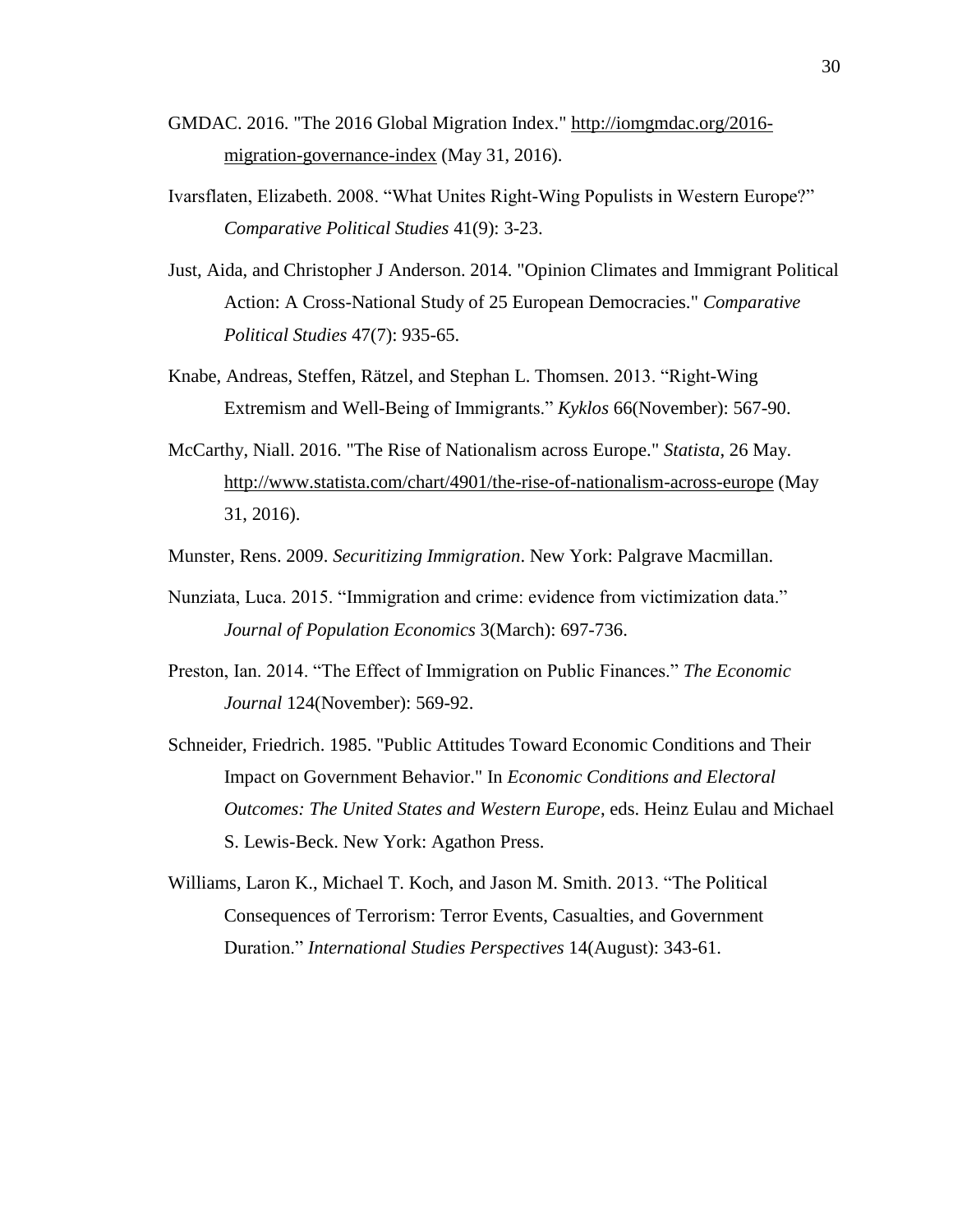GMDAC. 2016. "The 2016 Global Migration Index." http://iomgmdac.org/2016-migration-governance-index (May 31, 2016).

Ivarsflaten, Elizabeth. 2008. "What Unites Right-Wing Populists in Western Europe?" *Comparative Political Studies* 41(9): 3-23.

Just, Aida, and Christopher J Anderson. 2014. "Opinion Climates and Immigrant Political Action: A Cross-National Study of 25 European Democracies." *Comparative Political Studies* 47(7): 935-65.

Knabe, Andreas, Steffen, Rätzel, and Stephan L. Thomsen. 2013. "Right-Wing Extremism and Well-Being of Immigrants." *Kyklos* 66(November): 567-90.

McCarthy, Niall. 2016. "The Rise of Nationalism across Europe." *Statista*, 26 May. http://www.statista.com/chart/4901/the-rise-of-nationalism-across-europe (May 31, 2016).

Munster, Rens. 2009. *Securitizing Immigration*. New York: Palgrave Macmillan.

Nunziata, Luca. 2015. "Immigration and crime: evidence from victimization data." *Journal of Population Economics* 3(March): 697-736.

Preston, Ian. 2014. "The Effect of Immigration on Public Finances." *The Economic Journal* 124(November): 569-92.

Schneider, Friedrich. 1985. "Public Attitudes Toward Economic Conditions and Their Impact on Government Behavior." In *Economic Conditions and Electoral Outcomes: The United States and Western Europe*, eds. Heinz Eulau and Michael S. Lewis-Beck. New York: Agathon Press.

Williams, Laron K., Michael T. Koch, and Jason M. Smith. 2013. "The Political Consequences of Terrorism: Terror Events, Casualties, and Government Duration." *International Studies Perspectives* 14(August): 343-61.